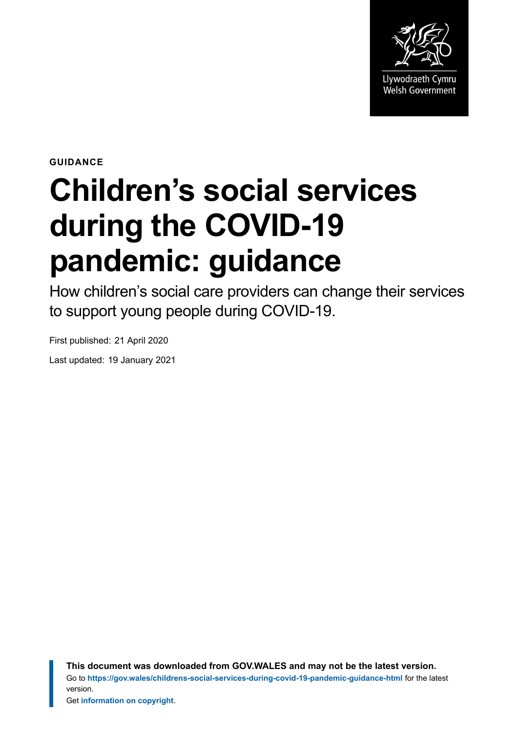Llywodraeth Cymru
Welsh Government

**GUIDANCE**

# Children's social services during the COVID-19 pandemic: guidance

How children's social care providers can change their services to support young people during COVID-19.

First published: 21 April 2020

Last updated: 19 January 2021

**This document was downloaded from GOV.WALES and may not be the latest version.**
Go to **https://gov.wales/childrens-social-services-during-covid-19-pandemic-guidance-html** for the latest version.
Get **information on copyright**.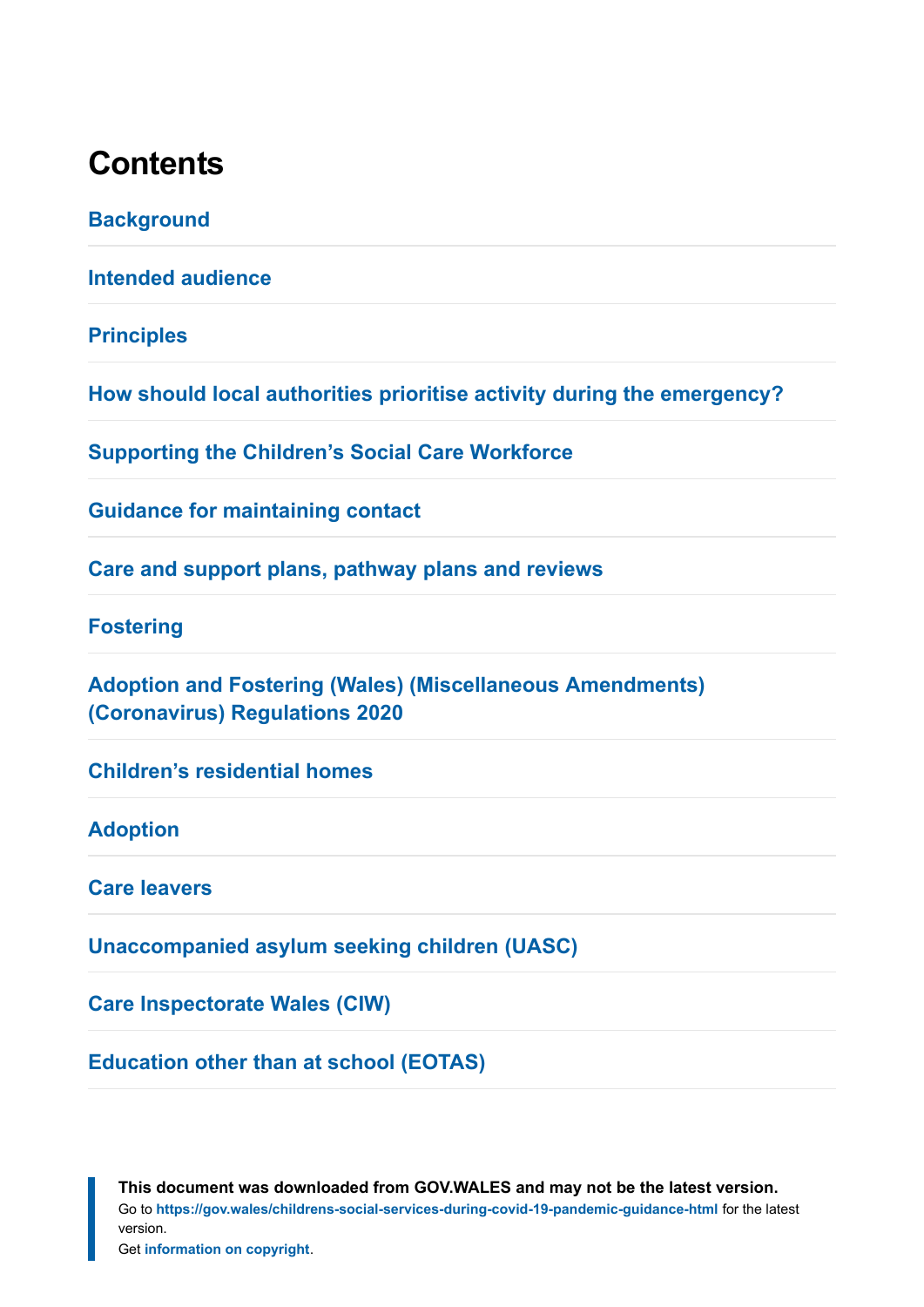# Contents

Background

Intended audience

Principles

How should local authorities prioritise activity during the emergency?

Supporting the Children's Social Care Workforce

Guidance for maintaining contact

Care and support plans, pathway plans and reviews

Fostering

Adoption and Fostering (Wales) (Miscellaneous Amendments) (Coronavirus) Regulations 2020

Children's residential homes

Adoption

Care leavers

Unaccompanied asylum seeking children (UASC)

Care Inspectorate Wales (CIW)

Education other than at school (EOTAS)

**This document was downloaded from GOV.WALES and may not be the latest version.**
Go to **https://gov.wales/childrens-social-services-during-covid-19-pandemic-guidance-html** for the latest version.
Get **information on copyright**.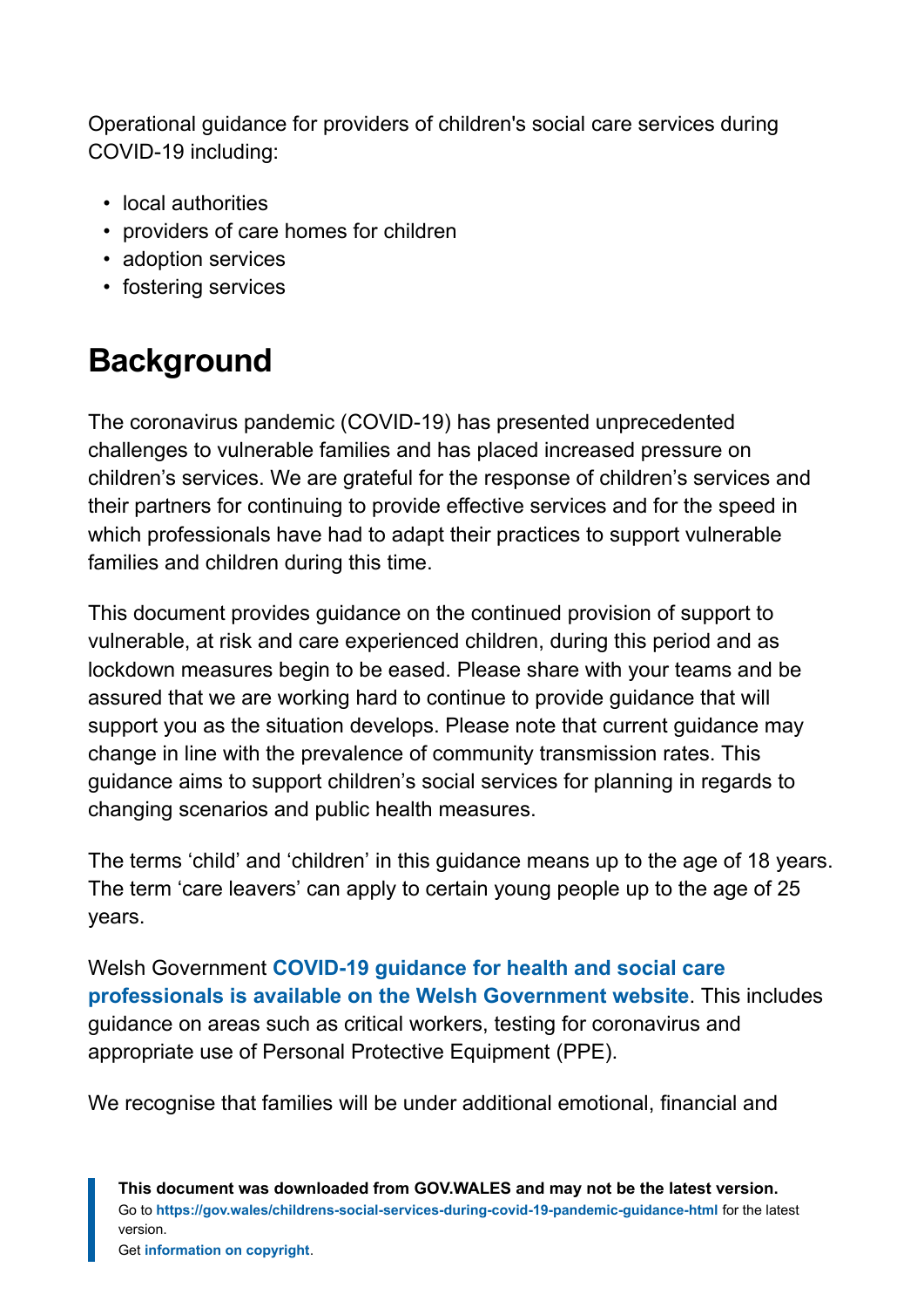Operational guidance for providers of children's social care services during COVID-19 including:

- local authorities
- providers of care homes for children
- adoption services
- fostering services

## Background

The coronavirus pandemic (COVID-19) has presented unprecedented challenges to vulnerable families and has placed increased pressure on children's services. We are grateful for the response of children's services and their partners for continuing to provide effective services and for the speed in which professionals have had to adapt their practices to support vulnerable families and children during this time.

This document provides guidance on the continued provision of support to vulnerable, at risk and care experienced children, during this period and as lockdown measures begin to be eased. Please share with your teams and be assured that we are working hard to continue to provide guidance that will support you as the situation develops. Please note that current guidance may change in line with the prevalence of community transmission rates. This guidance aims to support children's social services for planning in regards to changing scenarios and public health measures.

The terms 'child' and 'children' in this guidance means up to the age of 18 years. The term 'care leavers' can apply to certain young people up to the age of 25 years.

Welsh Government **COVID-19 guidance for health and social care professionals is available on the Welsh Government website**. This includes guidance on areas such as critical workers, testing for coronavirus and appropriate use of Personal Protective Equipment (PPE).

We recognise that families will be under additional emotional, financial and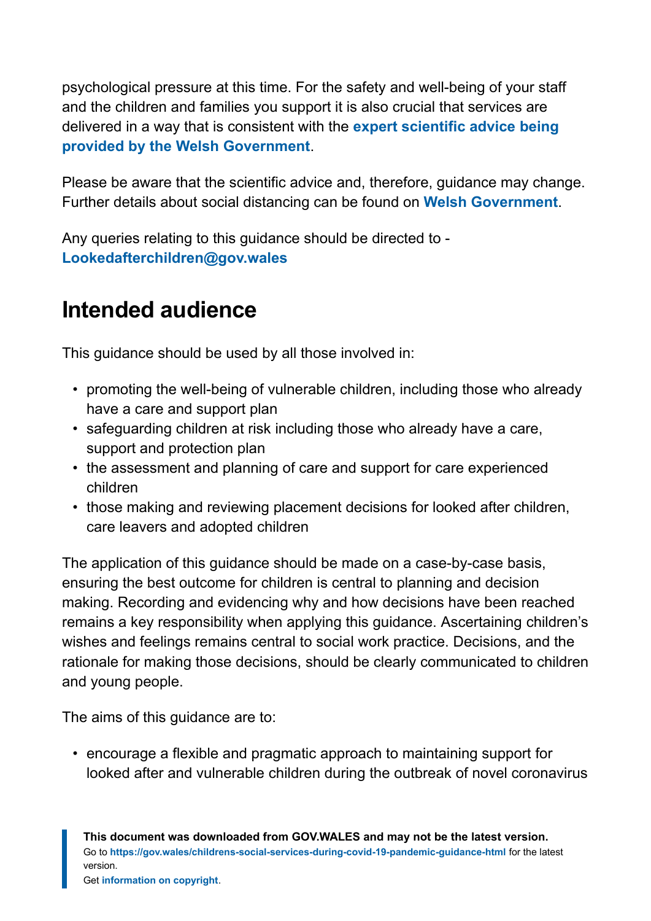psychological pressure at this time. For the safety and well-being of your staff and the children and families you support it is also crucial that services are delivered in a way that is consistent with the **expert scientific advice being provided by the Welsh Government**.

Please be aware that the scientific advice and, therefore, guidance may change. Further details about social distancing can be found on **Welsh Government**.

Any queries relating to this guidance should be directed to - **Lookedafterchildren@gov.wales**

## Intended audience

This guidance should be used by all those involved in:

- promoting the well-being of vulnerable children, including those who already have a care and support plan
- safeguarding children at risk including those who already have a care, support and protection plan
- the assessment and planning of care and support for care experienced children
- those making and reviewing placement decisions for looked after children, care leavers and adopted children

The application of this guidance should be made on a case-by-case basis, ensuring the best outcome for children is central to planning and decision making. Recording and evidencing why and how decisions have been reached remains a key responsibility when applying this guidance. Ascertaining children's wishes and feelings remains central to social work practice. Decisions, and the rationale for making those decisions, should be clearly communicated to children and young people.

The aims of this guidance are to:

- encourage a flexible and pragmatic approach to maintaining support for looked after and vulnerable children during the outbreak of novel coronavirus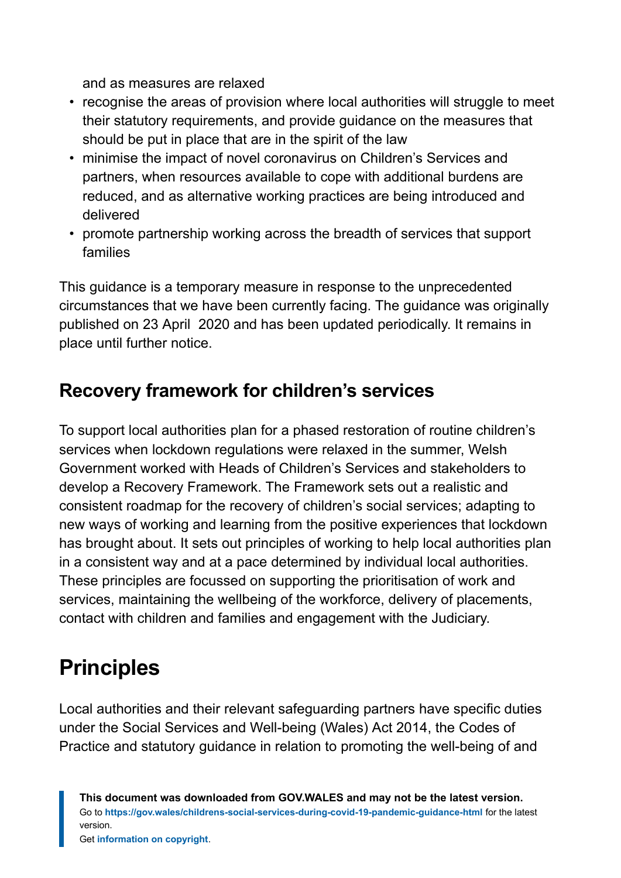and as measures are relaxed

- recognise the areas of provision where local authorities will struggle to meet their statutory requirements, and provide guidance on the measures that should be put in place that are in the spirit of the law
- minimise the impact of novel coronavirus on Children's Services and partners, when resources available to cope with additional burdens are reduced, and as alternative working practices are being introduced and delivered
- promote partnership working across the breadth of services that support families

This guidance is a temporary measure in response to the unprecedented circumstances that we have been currently facing. The guidance was originally published on 23 April 2020 and has been updated periodically. It remains in place until further notice.

### Recovery framework for children's services

To support local authorities plan for a phased restoration of routine children's services when lockdown regulations were relaxed in the summer, Welsh Government worked with Heads of Children's Services and stakeholders to develop a Recovery Framework. The Framework sets out a realistic and consistent roadmap for the recovery of children's social services; adapting to new ways of working and learning from the positive experiences that lockdown has brought about. It sets out principles of working to help local authorities plan in a consistent way and at a pace determined by individual local authorities. These principles are focussed on supporting the prioritisation of work and services, maintaining the wellbeing of the workforce, delivery of placements, contact with children and families and engagement with the Judiciary.

## Principles

Local authorities and their relevant safeguarding partners have specific duties under the Social Services and Well-being (Wales) Act 2014, the Codes of Practice and statutory guidance in relation to promoting the well-being of and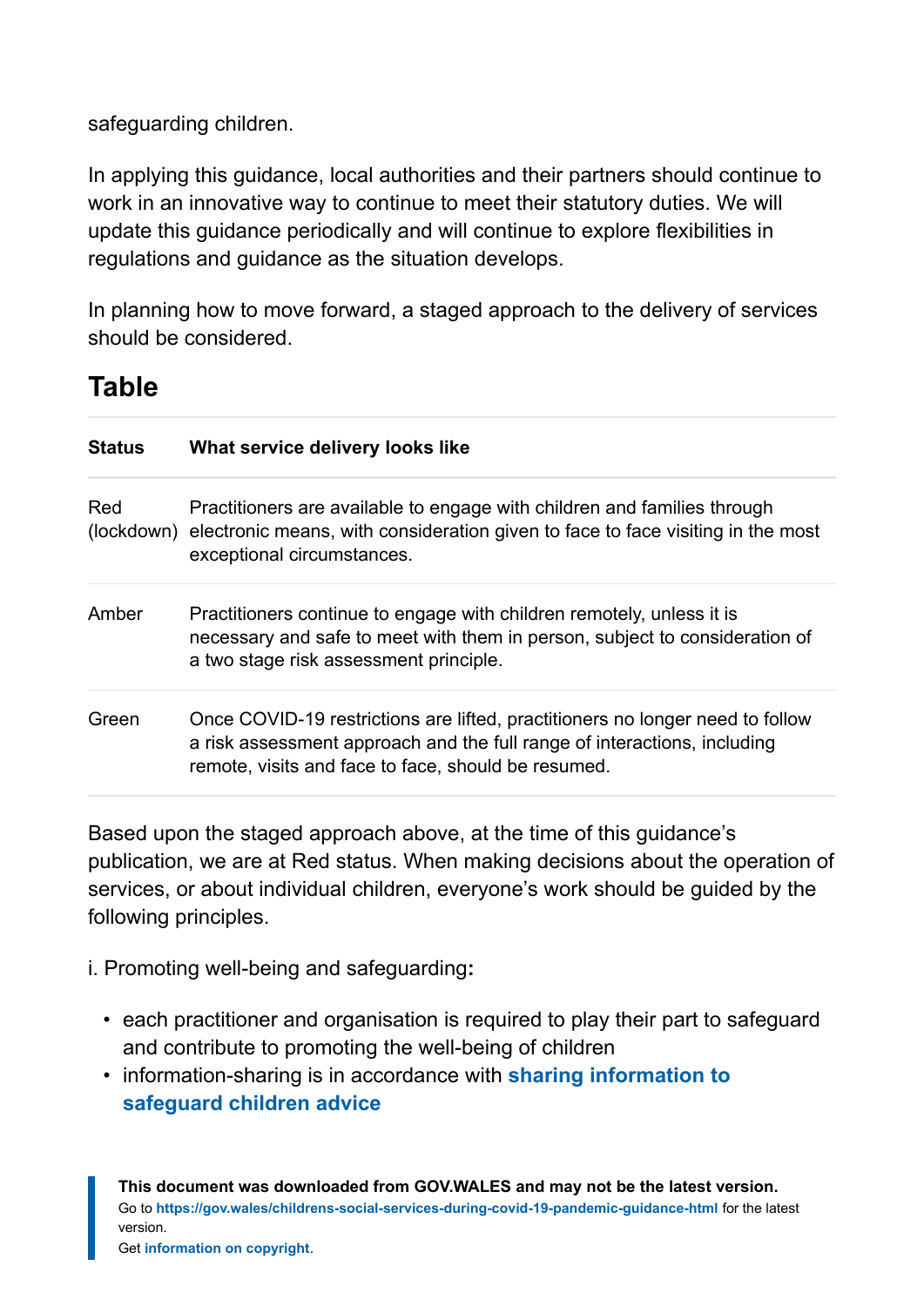safeguarding children.

In applying this guidance, local authorities and their partners should continue to work in an innovative way to continue to meet their statutory duties. We will update this guidance periodically and will continue to explore flexibilities in regulations and guidance as the situation develops.

In planning how to move forward, a staged approach to the delivery of services should be considered.

## Table

| Status | What service delivery looks like |
| --- | --- |
| Red (lockdown) | Practitioners are available to engage with children and families through electronic means, with consideration given to face to face visiting in the most exceptional circumstances. |
| Amber | Practitioners continue to engage with children remotely, unless it is necessary and safe to meet with them in person, subject to consideration of a two stage risk assessment principle. |
| Green | Once COVID-19 restrictions are lifted, practitioners no longer need to follow a risk assessment approach and the full range of interactions, including remote, visits and face to face, should be resumed. |

Based upon the staged approach above, at the time of this guidance's publication, we are at Red status. When making decisions about the operation of services, or about individual children, everyone's work should be guided by the following principles.

i. Promoting well-being and safeguarding**:**

- each practitioner and organisation is required to play their part to safeguard and contribute to promoting the well-being of children
- information-sharing is in accordance with **sharing information to safeguard children advice**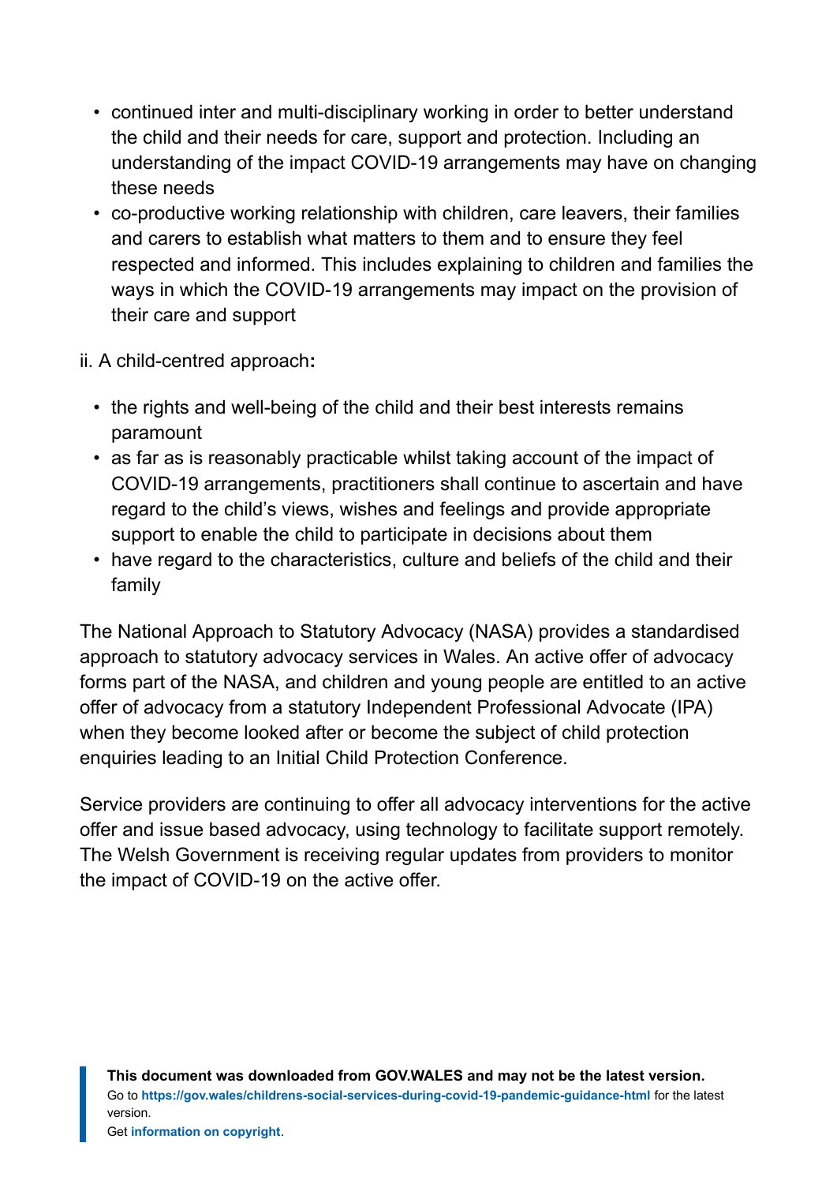- continued inter and multi-disciplinary working in order to better understand the child and their needs for care, support and protection. Including an understanding of the impact COVID-19 arrangements may have on changing these needs
- co-productive working relationship with children, care leavers, their families and carers to establish what matters to them and to ensure they feel respected and informed. This includes explaining to children and families the ways in which the COVID-19 arrangements may impact on the provision of their care and support

ii. A child-centred approach**:**

- the rights and well-being of the child and their best interests remains paramount
- as far as is reasonably practicable whilst taking account of the impact of COVID-19 arrangements, practitioners shall continue to ascertain and have regard to the child's views, wishes and feelings and provide appropriate support to enable the child to participate in decisions about them
- have regard to the characteristics, culture and beliefs of the child and their family

The National Approach to Statutory Advocacy (NASA) provides a standardised approach to statutory advocacy services in Wales. An active offer of advocacy forms part of the NASA, and children and young people are entitled to an active offer of advocacy from a statutory Independent Professional Advocate (IPA) when they become looked after or become the subject of child protection enquiries leading to an Initial Child Protection Conference.

Service providers are continuing to offer all advocacy interventions for the active offer and issue based advocacy, using technology to facilitate support remotely. The Welsh Government is receiving regular updates from providers to monitor the impact of COVID-19 on the active offer.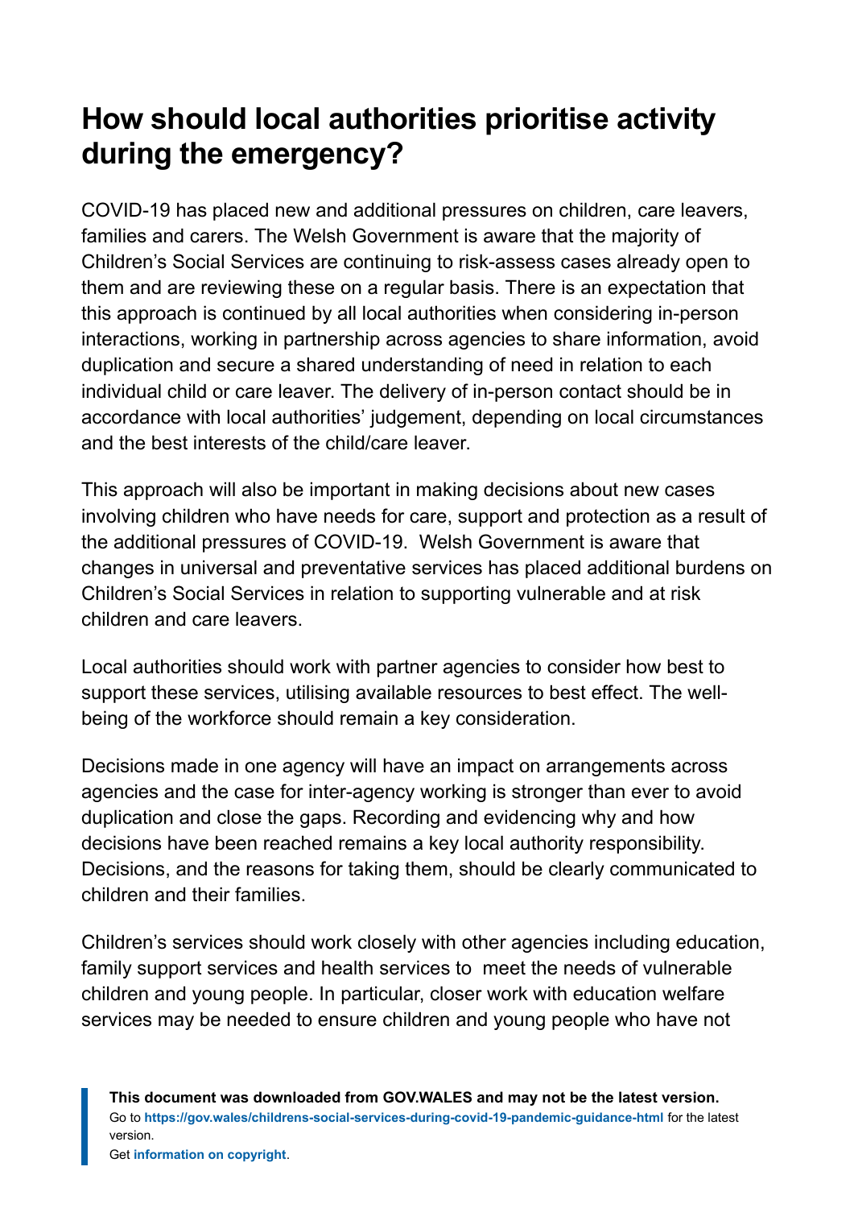## How should local authorities prioritise activity during the emergency?

COVID-19 has placed new and additional pressures on children, care leavers, families and carers. The Welsh Government is aware that the majority of Children's Social Services are continuing to risk-assess cases already open to them and are reviewing these on a regular basis. There is an expectation that this approach is continued by all local authorities when considering in-person interactions, working in partnership across agencies to share information, avoid duplication and secure a shared understanding of need in relation to each individual child or care leaver. The delivery of in-person contact should be in accordance with local authorities' judgement, depending on local circumstances and the best interests of the child/care leaver.

This approach will also be important in making decisions about new cases involving children who have needs for care, support and protection as a result of the additional pressures of COVID-19. Welsh Government is aware that changes in universal and preventative services has placed additional burdens on Children's Social Services in relation to supporting vulnerable and at risk children and care leavers.

Local authorities should work with partner agencies to consider how best to support these services, utilising available resources to best effect. The well-being of the workforce should remain a key consideration.

Decisions made in one agency will have an impact on arrangements across agencies and the case for inter-agency working is stronger than ever to avoid duplication and close the gaps. Recording and evidencing why and how decisions have been reached remains a key local authority responsibility. Decisions, and the reasons for taking them, should be clearly communicated to children and their families.

Children's services should work closely with other agencies including education, family support services and health services to meet the needs of vulnerable children and young people. In particular, closer work with education welfare services may be needed to ensure children and young people who have not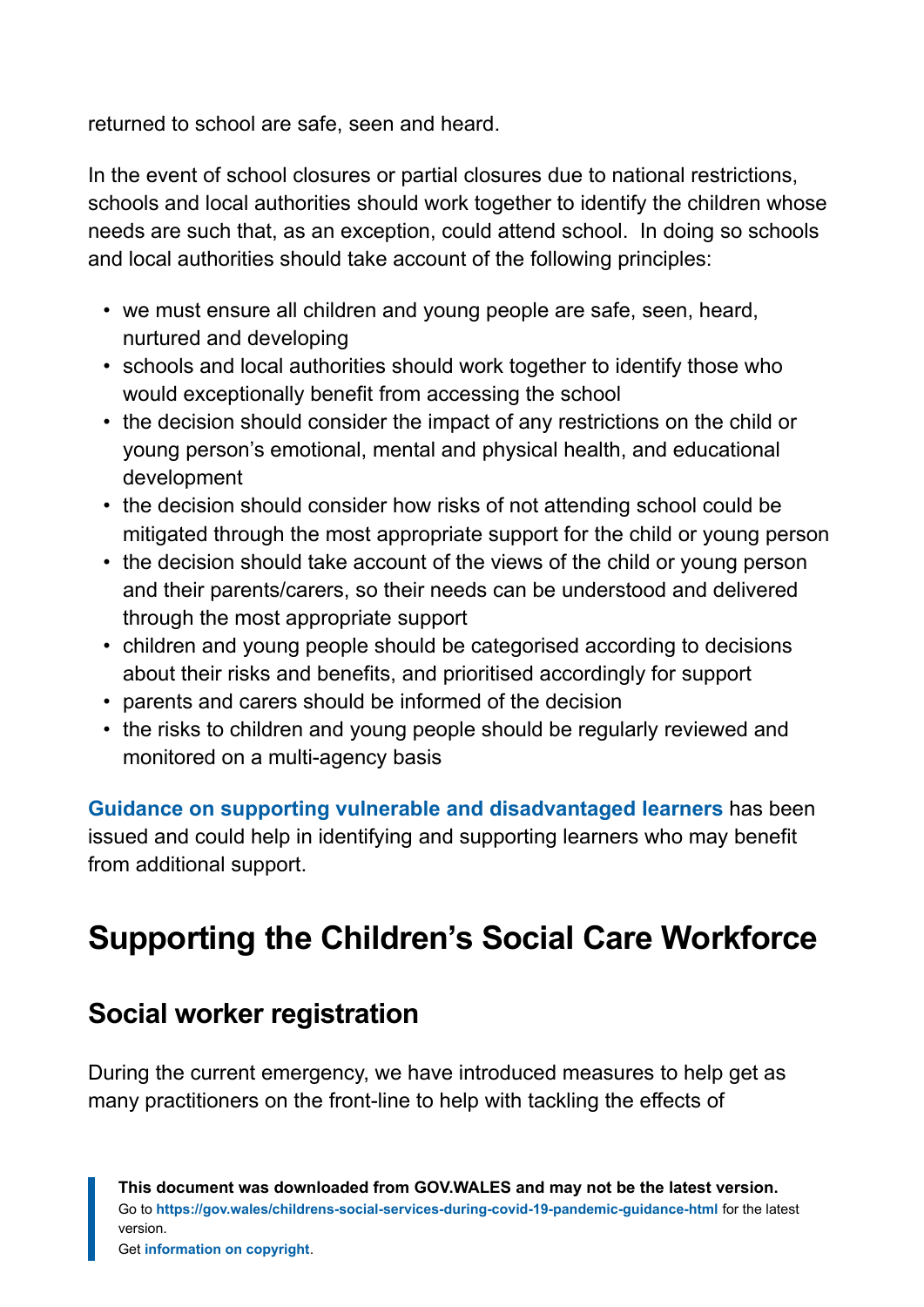returned to school are safe, seen and heard.

In the event of school closures or partial closures due to national restrictions, schools and local authorities should work together to identify the children whose needs are such that, as an exception, could attend school. In doing so schools and local authorities should take account of the following principles:

- we must ensure all children and young people are safe, seen, heard, nurtured and developing
- schools and local authorities should work together to identify those who would exceptionally benefit from accessing the school
- the decision should consider the impact of any restrictions on the child or young person's emotional, mental and physical health, and educational development
- the decision should consider how risks of not attending school could be mitigated through the most appropriate support for the child or young person
- the decision should take account of the views of the child or young person and their parents/carers, so their needs can be understood and delivered through the most appropriate support
- children and young people should be categorised according to decisions about their risks and benefits, and prioritised accordingly for support
- parents and carers should be informed of the decision
- the risks to children and young people should be regularly reviewed and monitored on a multi-agency basis

**Guidance on supporting vulnerable and disadvantaged learners** has been issued and could help in identifying and supporting learners who may benefit from additional support.

## Supporting the Children's Social Care Workforce

### Social worker registration

During the current emergency, we have introduced measures to help get as many practitioners on the front-line to help with tackling the effects of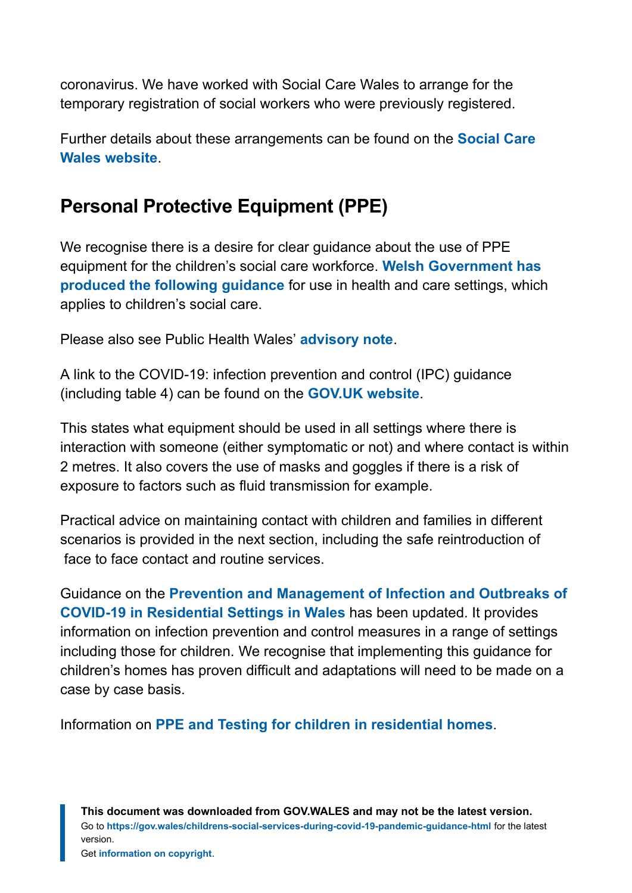coronavirus. We have worked with Social Care Wales to arrange for the temporary registration of social workers who were previously registered.

Further details about these arrangements can be found on the **Social Care Wales website**.

## Personal Protective Equipment (PPE)

We recognise there is a desire for clear guidance about the use of PPE equipment for the children's social care workforce. **Welsh Government has produced the following guidance** for use in health and care settings, which applies to children's social care.

Please also see Public Health Wales' **advisory note**.

A link to the COVID-19: infection prevention and control (IPC) guidance (including table 4) can be found on the **GOV.UK website**.

This states what equipment should be used in all settings where there is interaction with someone (either symptomatic or not) and where contact is within 2 metres. It also covers the use of masks and goggles if there is a risk of exposure to factors such as fluid transmission for example.

Practical advice on maintaining contact with children and families in different scenarios is provided in the next section, including the safe reintroduction of face to face contact and routine services.

Guidance on the **Prevention and Management of Infection and Outbreaks of COVID-19 in Residential Settings in Wales** has been updated. It provides information on infection prevention and control measures in a range of settings including those for children. We recognise that implementing this guidance for children's homes has proven difficult and adaptations will need to be made on a case by case basis.

Information on **PPE and Testing for children in residential homes**.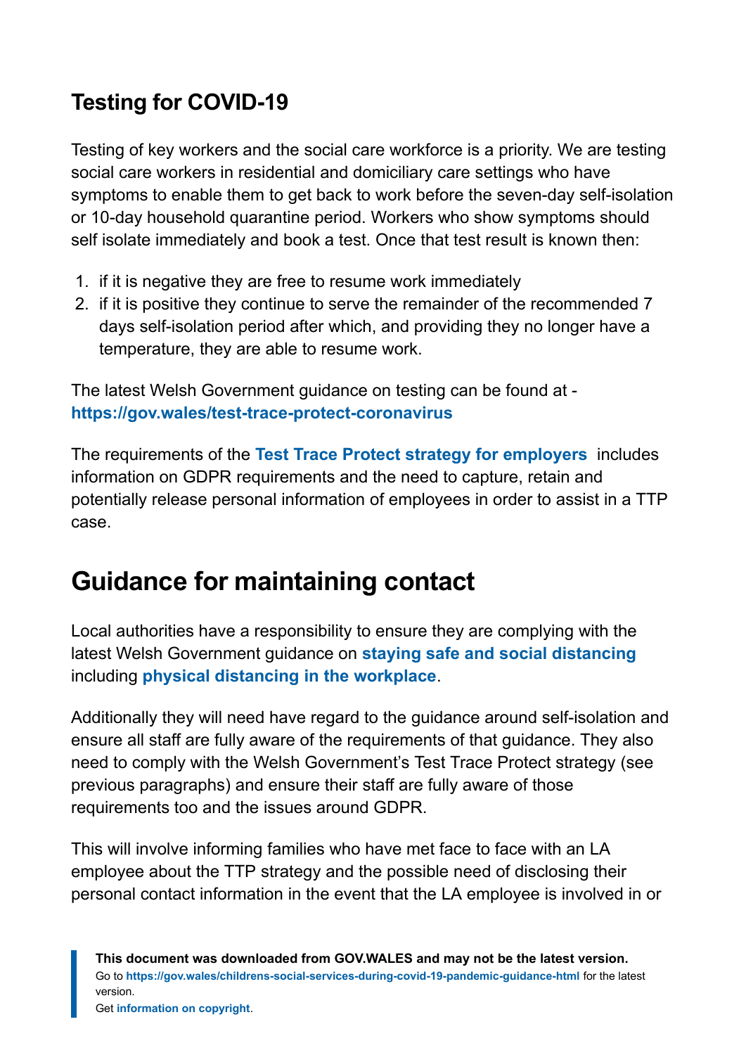### Testing for COVID-19

Testing of key workers and the social care workforce is a priority. We are testing social care workers in residential and domiciliary care settings who have symptoms to enable them to get back to work before the seven-day self-isolation or 10-day household quarantine period. Workers who show symptoms should self isolate immediately and book a test. Once that test result is known then:

1. if it is negative they are free to resume work immediately
2. if it is positive they continue to serve the remainder of the recommended 7 days self-isolation period after which, and providing they no longer have a temperature, they are able to resume work.

The latest Welsh Government guidance on testing can be found at - **https://gov.wales/test-trace-protect-coronavirus**

The requirements of the **Test Trace Protect strategy for employers** includes information on GDPR requirements and the need to capture, retain and potentially release personal information of employees in order to assist in a TTP case.

## Guidance for maintaining contact

Local authorities have a responsibility to ensure they are complying with the latest Welsh Government guidance on **staying safe and social distancing** including **physical distancing in the workplace**.

Additionally they will need have regard to the guidance around self-isolation and ensure all staff are fully aware of the requirements of that guidance. They also need to comply with the Welsh Government's Test Trace Protect strategy (see previous paragraphs) and ensure their staff are fully aware of those requirements too and the issues around GDPR.

This will involve informing families who have met face to face with an LA employee about the TTP strategy and the possible need of disclosing their personal contact information in the event that the LA employee is involved in or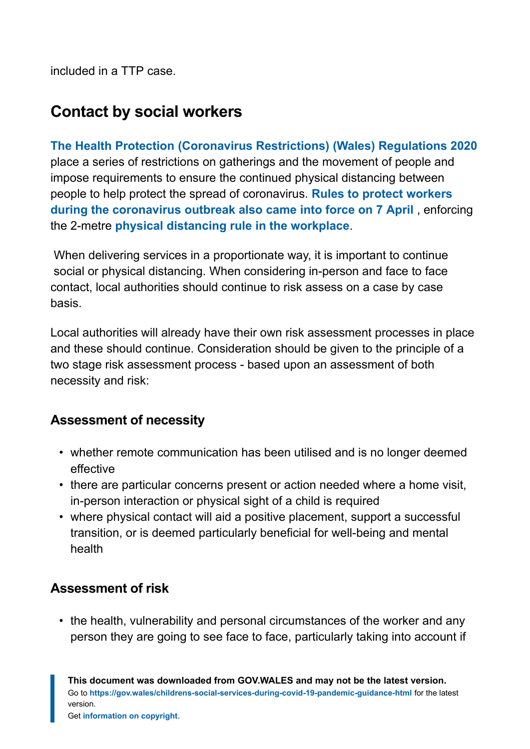included in a TTP case.

## Contact by social workers

**The Health Protection (Coronavirus Restrictions) (Wales) Regulations 2020** place a series of restrictions on gatherings and the movement of people and impose requirements to ensure the continued physical distancing between people to help protect the spread of coronavirus. **Rules to protect workers during the coronavirus outbreak also came into force on 7 April** , enforcing the 2-metre **physical distancing rule in the workplace**.

When delivering services in a proportionate way, it is important to continue social or physical distancing. When considering in-person and face to face contact, local authorities should continue to risk assess on a case by case basis.

Local authorities will already have their own risk assessment processes in place and these should continue. Consideration should be given to the principle of a two stage risk assessment process - based upon an assessment of both necessity and risk:

### Assessment of necessity

- whether remote communication has been utilised and is no longer deemed effective
- there are particular concerns present or action needed where a home visit, in-person interaction or physical sight of a child is required
- where physical contact will aid a positive placement, support a successful transition, or is deemed particularly beneficial for well-being and mental health

### Assessment of risk

- the health, vulnerability and personal circumstances of the worker and any person they are going to see face to face, particularly taking into account if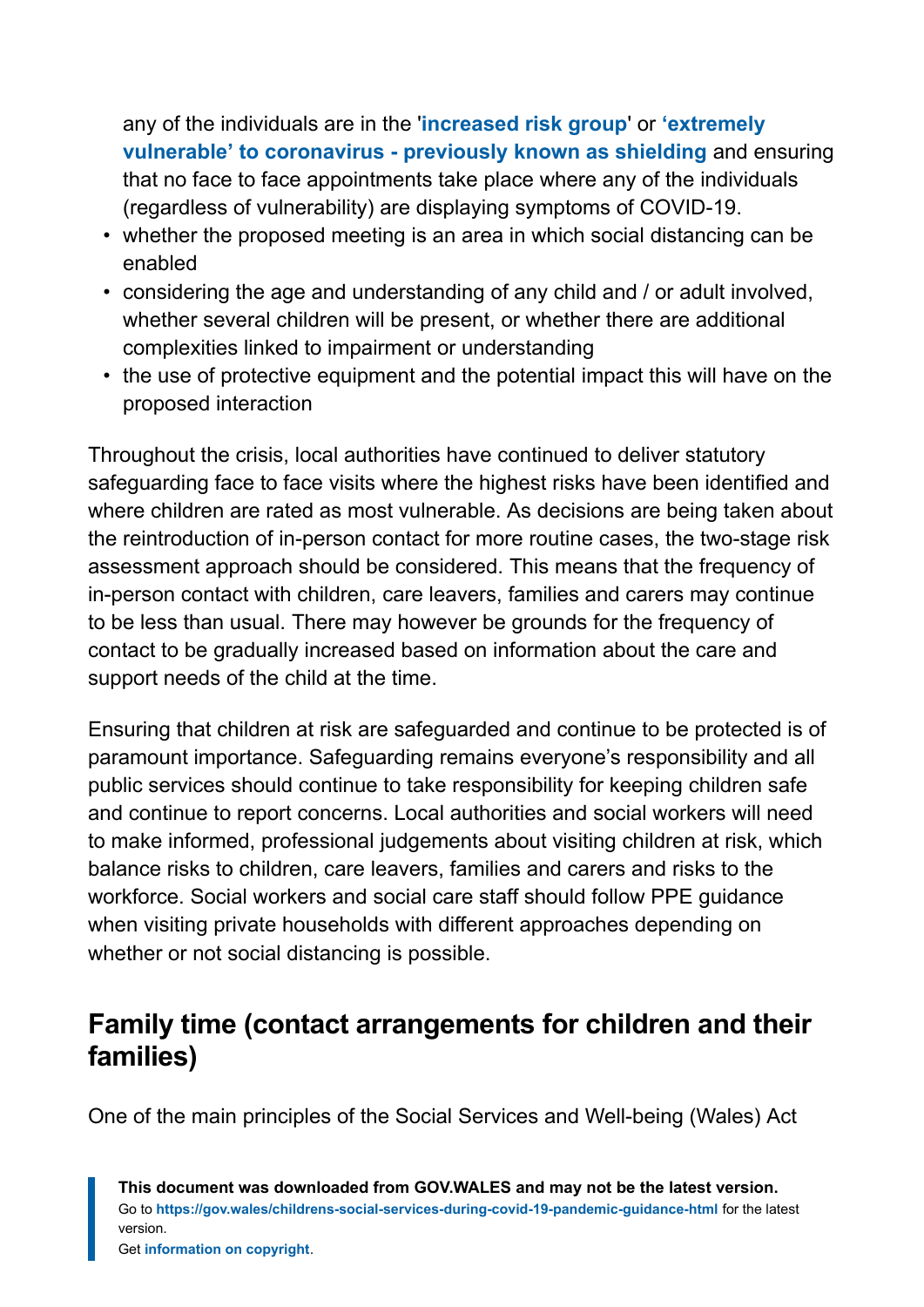any of the individuals are in the '**increased risk group**' or **'extremely vulnerable' to coronavirus - previously known as shielding** and ensuring that no face to face appointments take place where any of the individuals (regardless of vulnerability) are displaying symptoms of COVID-19.

- whether the proposed meeting is an area in which social distancing can be enabled
- considering the age and understanding of any child and / or adult involved, whether several children will be present, or whether there are additional complexities linked to impairment or understanding
- the use of protective equipment and the potential impact this will have on the proposed interaction

Throughout the crisis, local authorities have continued to deliver statutory safeguarding face to face visits where the highest risks have been identified and where children are rated as most vulnerable. As decisions are being taken about the reintroduction of in-person contact for more routine cases, the two-stage risk assessment approach should be considered. This means that the frequency of in-person contact with children, care leavers, families and carers may continue to be less than usual. There may however be grounds for the frequency of contact to be gradually increased based on information about the care and support needs of the child at the time.

Ensuring that children at risk are safeguarded and continue to be protected is of paramount importance. Safeguarding remains everyone's responsibility and all public services should continue to take responsibility for keeping children safe and continue to report concerns. Local authorities and social workers will need to make informed, professional judgements about visiting children at risk, which balance risks to children, care leavers, families and carers and risks to the workforce. Social workers and social care staff should follow PPE guidance when visiting private households with different approaches depending on whether or not social distancing is possible.

## Family time (contact arrangements for children and their families)

One of the main principles of the Social Services and Well-being (Wales) Act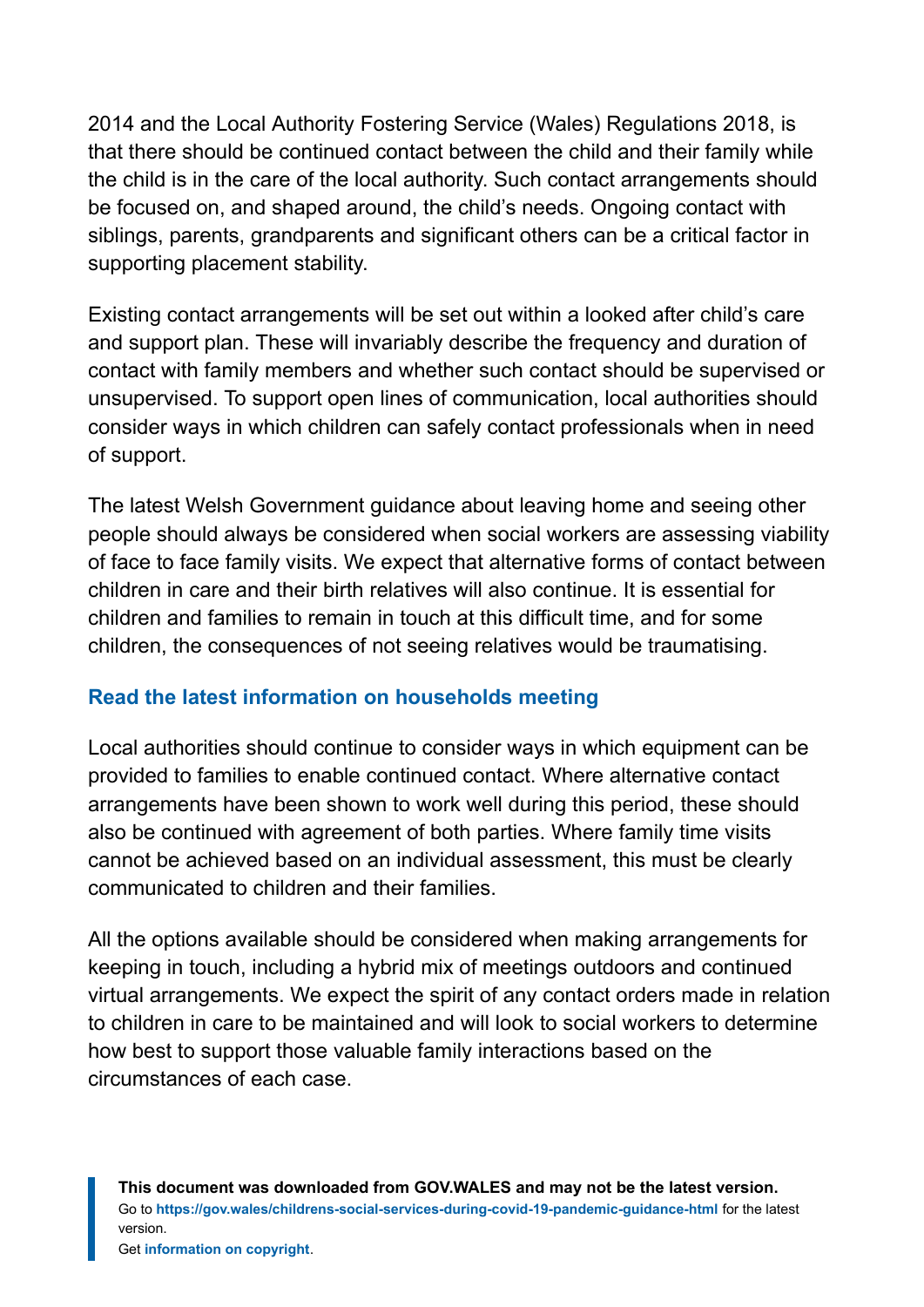2014 and the Local Authority Fostering Service (Wales) Regulations 2018, is that there should be continued contact between the child and their family while the child is in the care of the local authority. Such contact arrangements should be focused on, and shaped around, the child's needs. Ongoing contact with siblings, parents, grandparents and significant others can be a critical factor in supporting placement stability.

Existing contact arrangements will be set out within a looked after child's care and support plan. These will invariably describe the frequency and duration of contact with family members and whether such contact should be supervised or unsupervised. To support open lines of communication, local authorities should consider ways in which children can safely contact professionals when in need of support.

The latest Welsh Government guidance about leaving home and seeing other people should always be considered when social workers are assessing viability of face to face family visits. We expect that alternative forms of contact between children in care and their birth relatives will also continue. It is essential for children and families to remain in touch at this difficult time, and for some children, the consequences of not seeing relatives would be traumatising.

**Read the latest information on households meeting**

Local authorities should continue to consider ways in which equipment can be provided to families to enable continued contact. Where alternative contact arrangements have been shown to work well during this period, these should also be continued with agreement of both parties. Where family time visits cannot be achieved based on an individual assessment, this must be clearly communicated to children and their families.

All the options available should be considered when making arrangements for keeping in touch, including a hybrid mix of meetings outdoors and continued virtual arrangements. We expect the spirit of any contact orders made in relation to children in care to be maintained and will look to social workers to determine how best to support those valuable family interactions based on the circumstances of each case.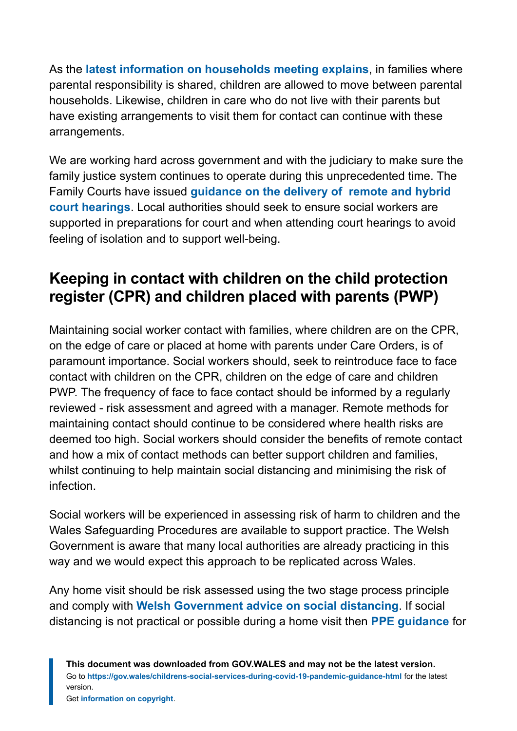As the **latest information on households meeting explains**, in families where parental responsibility is shared, children are allowed to move between parental households. Likewise, children in care who do not live with their parents but have existing arrangements to visit them for contact can continue with these arrangements.

We are working hard across government and with the judiciary to make sure the family justice system continues to operate during this unprecedented time. The Family Courts have issued **guidance on the delivery of remote and hybrid court hearings**. Local authorities should seek to ensure social workers are supported in preparations for court and when attending court hearings to avoid feeling of isolation and to support well-being.

## Keeping in contact with children on the child protection register (CPR) and children placed with parents (PWP)

Maintaining social worker contact with families, where children are on the CPR, on the edge of care or placed at home with parents under Care Orders, is of paramount importance. Social workers should, seek to reintroduce face to face contact with children on the CPR, children on the edge of care and children PWP. The frequency of face to face contact should be informed by a regularly reviewed - risk assessment and agreed with a manager. Remote methods for maintaining contact should continue to be considered where health risks are deemed too high. Social workers should consider the benefits of remote contact and how a mix of contact methods can better support children and families, whilst continuing to help maintain social distancing and minimising the risk of infection.

Social workers will be experienced in assessing risk of harm to children and the Wales Safeguarding Procedures are available to support practice. The Welsh Government is aware that many local authorities are already practicing in this way and we would expect this approach to be replicated across Wales.

Any home visit should be risk assessed using the two stage process principle and comply with **Welsh Government advice on social distancing**. If social distancing is not practical or possible during a home visit then **PPE guidance** for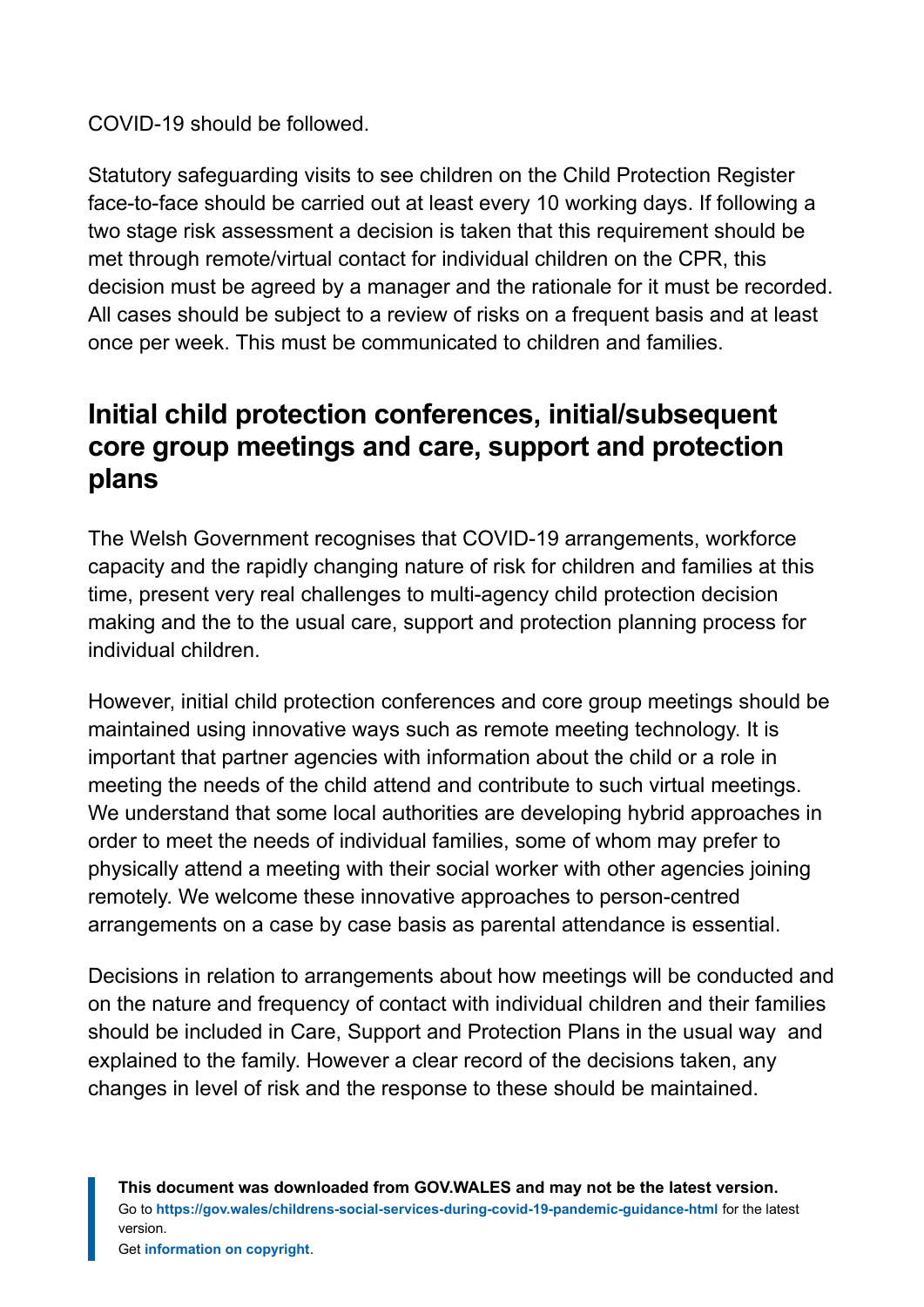COVID-19 should be followed.

Statutory safeguarding visits to see children on the Child Protection Register face-to-face should be carried out at least every 10 working days. If following a two stage risk assessment a decision is taken that this requirement should be met through remote/virtual contact for individual children on the CPR, this decision must be agreed by a manager and the rationale for it must be recorded. All cases should be subject to a review of risks on a frequent basis and at least once per week. This must be communicated to children and families.

## Initial child protection conferences, initial/subsequent core group meetings and care, support and protection plans

The Welsh Government recognises that COVID-19 arrangements, workforce capacity and the rapidly changing nature of risk for children and families at this time, present very real challenges to multi-agency child protection decision making and the to the usual care, support and protection planning process for individual children.

However, initial child protection conferences and core group meetings should be maintained using innovative ways such as remote meeting technology. It is important that partner agencies with information about the child or a role in meeting the needs of the child attend and contribute to such virtual meetings. We understand that some local authorities are developing hybrid approaches in order to meet the needs of individual families, some of whom may prefer to physically attend a meeting with their social worker with other agencies joining remotely. We welcome these innovative approaches to person-centred arrangements on a case by case basis as parental attendance is essential.

Decisions in relation to arrangements about how meetings will be conducted and on the nature and frequency of contact with individual children and their families should be included in Care, Support and Protection Plans in the usual way and explained to the family. However a clear record of the decisions taken, any changes in level of risk and the response to these should be maintained.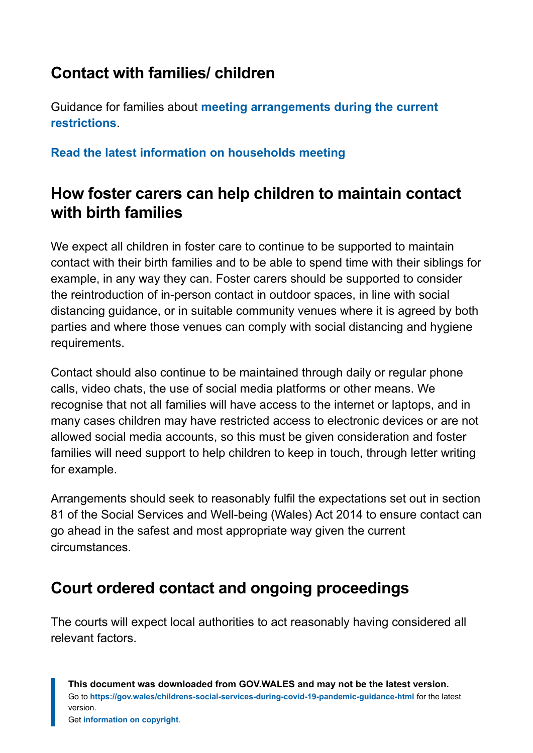## Contact with families/ children

Guidance for families about **meeting arrangements during the current restrictions**.

**Read the latest information on households meeting**

## How foster carers can help children to maintain contact with birth families

We expect all children in foster care to continue to be supported to maintain contact with their birth families and to be able to spend time with their siblings for example, in any way they can. Foster carers should be supported to consider the reintroduction of in-person contact in outdoor spaces, in line with social distancing guidance, or in suitable community venues where it is agreed by both parties and where those venues can comply with social distancing and hygiene requirements.

Contact should also continue to be maintained through daily or regular phone calls, video chats, the use of social media platforms or other means. We recognise that not all families will have access to the internet or laptops, and in many cases children may have restricted access to electronic devices or are not allowed social media accounts, so this must be given consideration and foster families will need support to help children to keep in touch, through letter writing for example.

Arrangements should seek to reasonably fulfil the expectations set out in section 81 of the Social Services and Well-being (Wales) Act 2014 to ensure contact can go ahead in the safest and most appropriate way given the current circumstances.

## Court ordered contact and ongoing proceedings

The courts will expect local authorities to act reasonably having considered all relevant factors.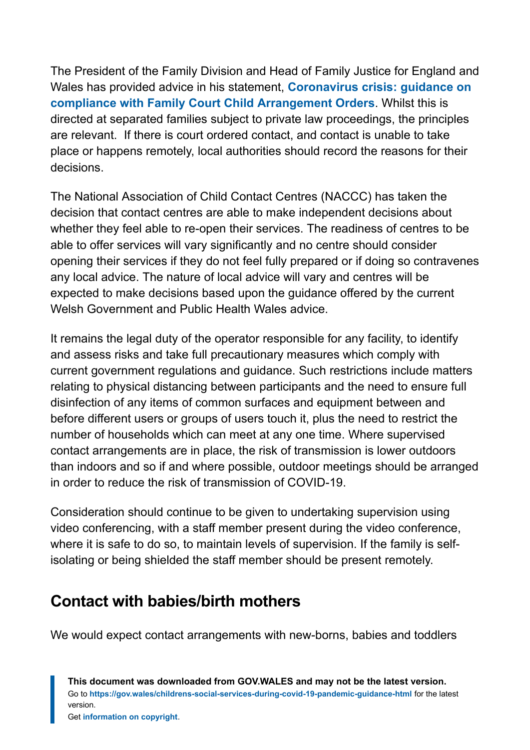The President of the Family Division and Head of Family Justice for England and Wales has provided advice in his statement, **Coronavirus crisis: guidance on compliance with Family Court Child Arrangement Orders**. Whilst this is directed at separated families subject to private law proceedings, the principles are relevant. If there is court ordered contact, and contact is unable to take place or happens remotely, local authorities should record the reasons for their decisions.

The National Association of Child Contact Centres (NACCC) has taken the decision that contact centres are able to make independent decisions about whether they feel able to re-open their services. The readiness of centres to be able to offer services will vary significantly and no centre should consider opening their services if they do not feel fully prepared or if doing so contravenes any local advice. The nature of local advice will vary and centres will be expected to make decisions based upon the guidance offered by the current Welsh Government and Public Health Wales advice.

It remains the legal duty of the operator responsible for any facility, to identify and assess risks and take full precautionary measures which comply with current government regulations and guidance. Such restrictions include matters relating to physical distancing between participants and the need to ensure full disinfection of any items of common surfaces and equipment between and before different users or groups of users touch it, plus the need to restrict the number of households which can meet at any one time. Where supervised contact arrangements are in place, the risk of transmission is lower outdoors than indoors and so if and where possible, outdoor meetings should be arranged in order to reduce the risk of transmission of COVID-19.

Consideration should continue to be given to undertaking supervision using video conferencing, with a staff member present during the video conference, where it is safe to do so, to maintain levels of supervision. If the family is self-isolating or being shielded the staff member should be present remotely.

## Contact with babies/birth mothers

We would expect contact arrangements with new-borns, babies and toddlers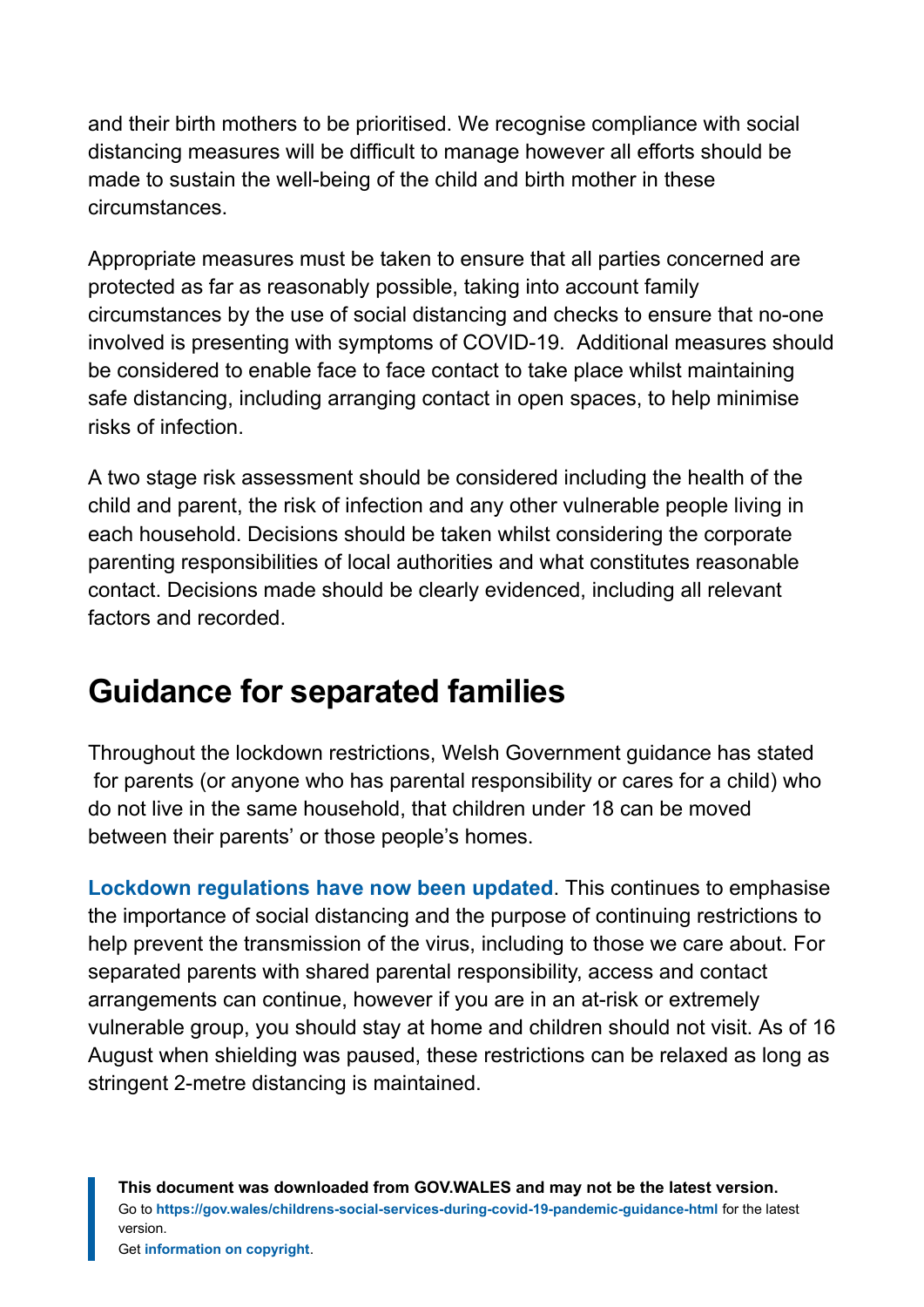and their birth mothers to be prioritised. We recognise compliance with social distancing measures will be difficult to manage however all efforts should be made to sustain the well-being of the child and birth mother in these circumstances.

Appropriate measures must be taken to ensure that all parties concerned are protected as far as reasonably possible, taking into account family circumstances by the use of social distancing and checks to ensure that no-one involved is presenting with symptoms of COVID-19. Additional measures should be considered to enable face to face contact to take place whilst maintaining safe distancing, including arranging contact in open spaces, to help minimise risks of infection.

A two stage risk assessment should be considered including the health of the child and parent, the risk of infection and any other vulnerable people living in each household. Decisions should be taken whilst considering the corporate parenting responsibilities of local authorities and what constitutes reasonable contact. Decisions made should be clearly evidenced, including all relevant factors and recorded.

## Guidance for separated families

Throughout the lockdown restrictions, Welsh Government guidance has stated for parents (or anyone who has parental responsibility or cares for a child) who do not live in the same household, that children under 18 can be moved between their parents' or those people's homes.

**Lockdown regulations have now been updated**. This continues to emphasise the importance of social distancing and the purpose of continuing restrictions to help prevent the transmission of the virus, including to those we care about. For separated parents with shared parental responsibility, access and contact arrangements can continue, however if you are in an at-risk or extremely vulnerable group, you should stay at home and children should not visit. As of 16 August when shielding was paused, these restrictions can be relaxed as long as stringent 2-metre distancing is maintained.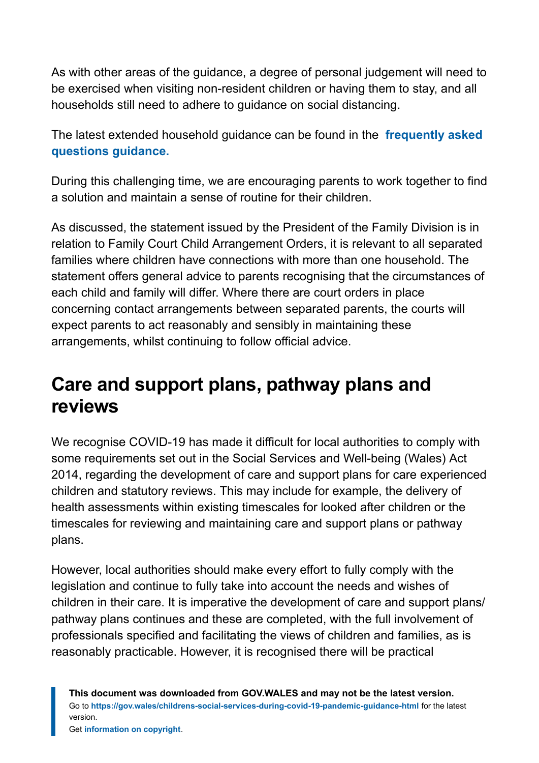As with other areas of the guidance, a degree of personal judgement will need to be exercised when visiting non-resident children or having them to stay, and all households still need to adhere to guidance on social distancing.

The latest extended household guidance can be found in the **frequently asked questions guidance.**

During this challenging time, we are encouraging parents to work together to find a solution and maintain a sense of routine for their children.

As discussed, the statement issued by the President of the Family Division is in relation to Family Court Child Arrangement Orders, it is relevant to all separated families where children have connections with more than one household. The statement offers general advice to parents recognising that the circumstances of each child and family will differ. Where there are court orders in place concerning contact arrangements between separated parents, the courts will expect parents to act reasonably and sensibly in maintaining these arrangements, whilst continuing to follow official advice.

## Care and support plans, pathway plans and reviews

We recognise COVID-19 has made it difficult for local authorities to comply with some requirements set out in the Social Services and Well-being (Wales) Act 2014, regarding the development of care and support plans for care experienced children and statutory reviews. This may include for example, the delivery of health assessments within existing timescales for looked after children or the timescales for reviewing and maintaining care and support plans or pathway plans.

However, local authorities should make every effort to fully comply with the legislation and continue to fully take into account the needs and wishes of children in their care. It is imperative the development of care and support plans/ pathway plans continues and these are completed, with the full involvement of professionals specified and facilitating the views of children and families, as is reasonably practicable. However, it is recognised there will be practical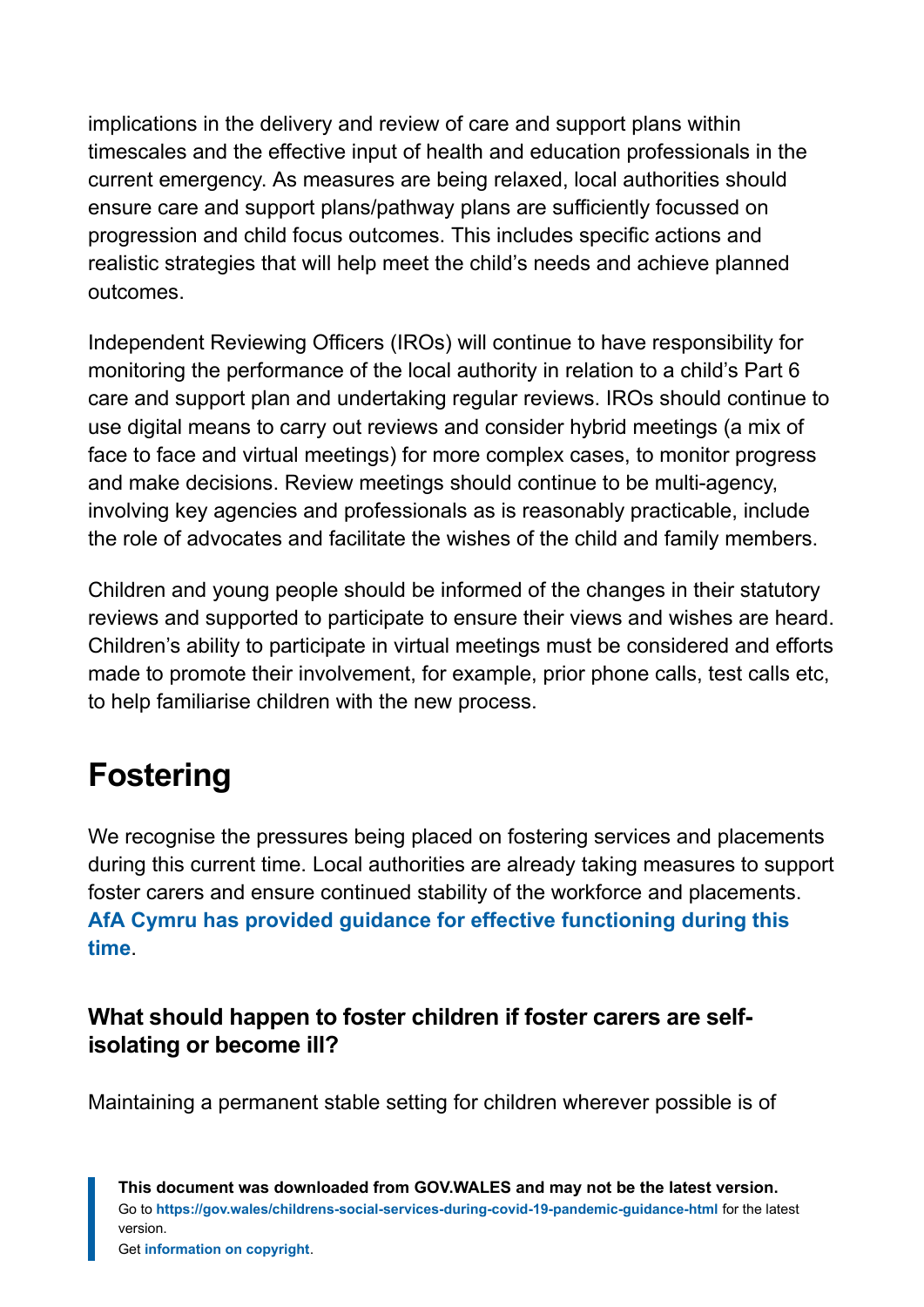implications in the delivery and review of care and support plans within timescales and the effective input of health and education professionals in the current emergency. As measures are being relaxed, local authorities should ensure care and support plans/pathway plans are sufficiently focussed on progression and child focus outcomes. This includes specific actions and realistic strategies that will help meet the child's needs and achieve planned outcomes.

Independent Reviewing Officers (IROs) will continue to have responsibility for monitoring the performance of the local authority in relation to a child's Part 6 care and support plan and undertaking regular reviews. IROs should continue to use digital means to carry out reviews and consider hybrid meetings (a mix of face to face and virtual meetings) for more complex cases, to monitor progress and make decisions. Review meetings should continue to be multi-agency, involving key agencies and professionals as is reasonably practicable, include the role of advocates and facilitate the wishes of the child and family members.

Children and young people should be informed of the changes in their statutory reviews and supported to participate to ensure their views and wishes are heard. Children's ability to participate in virtual meetings must be considered and efforts made to promote their involvement, for example, prior phone calls, test calls etc, to help familiarise children with the new process.

## Fostering

We recognise the pressures being placed on fostering services and placements during this current time. Local authorities are already taking measures to support foster carers and ensure continued stability of the workforce and placements. **AfA Cymru has provided guidance for effective functioning during this time**.

### What should happen to foster children if foster carers are self-isolating or become ill?

Maintaining a permanent stable setting for children wherever possible is of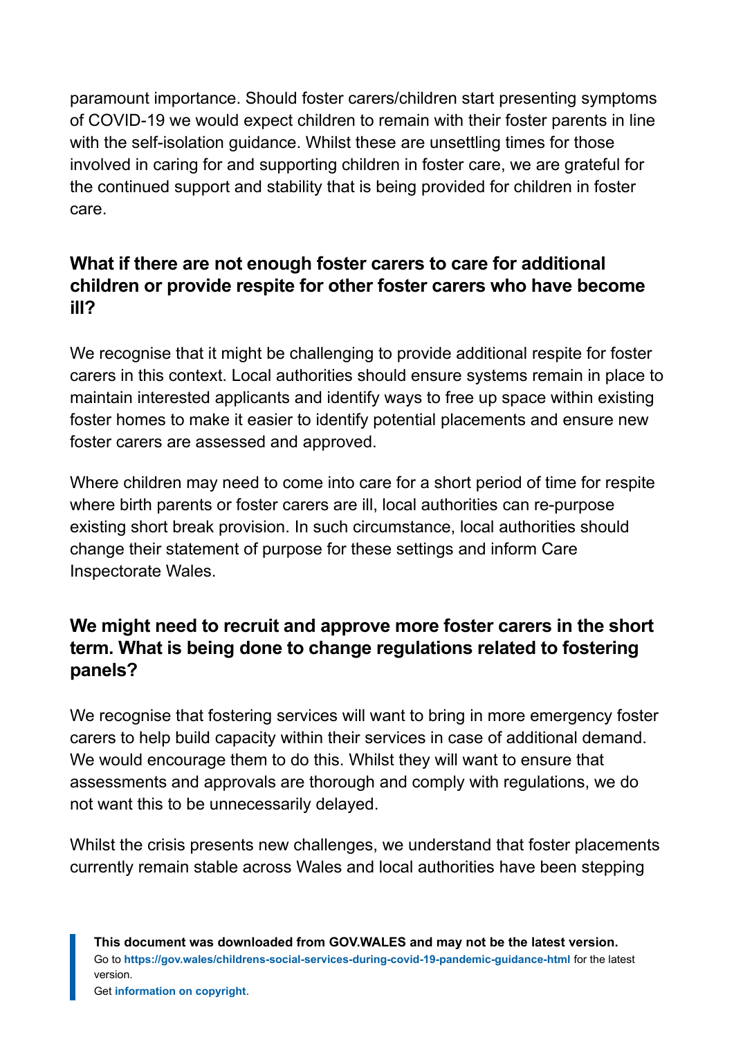paramount importance. Should foster carers/children start presenting symptoms of COVID-19 we would expect children to remain with their foster parents in line with the self-isolation guidance. Whilst these are unsettling times for those involved in caring for and supporting children in foster care, we are grateful for the continued support and stability that is being provided for children in foster care.

### What if there are not enough foster carers to care for additional children or provide respite for other foster carers who have become ill?

We recognise that it might be challenging to provide additional respite for foster carers in this context. Local authorities should ensure systems remain in place to maintain interested applicants and identify ways to free up space within existing foster homes to make it easier to identify potential placements and ensure new foster carers are assessed and approved.

Where children may need to come into care for a short period of time for respite where birth parents or foster carers are ill, local authorities can re-purpose existing short break provision. In such circumstance, local authorities should change their statement of purpose for these settings and inform Care Inspectorate Wales.

### We might need to recruit and approve more foster carers in the short term. What is being done to change regulations related to fostering panels?

We recognise that fostering services will want to bring in more emergency foster carers to help build capacity within their services in case of additional demand. We would encourage them to do this. Whilst they will want to ensure that assessments and approvals are thorough and comply with regulations, we do not want this to be unnecessarily delayed.

Whilst the crisis presents new challenges, we understand that foster placements currently remain stable across Wales and local authorities have been stepping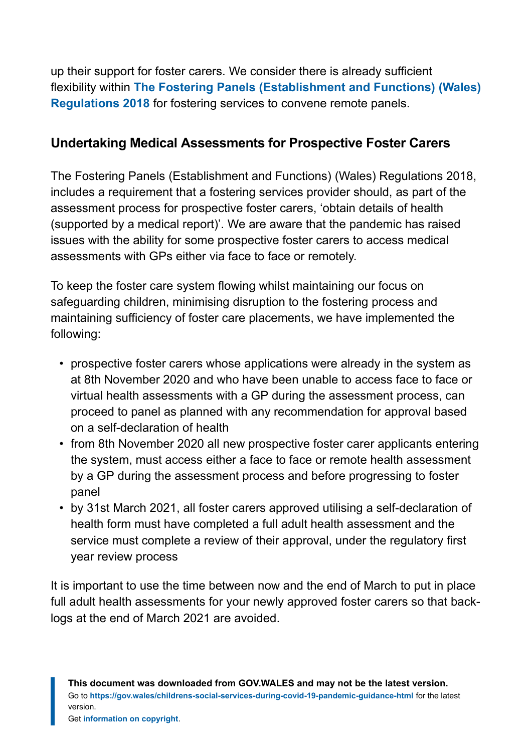up their support for foster carers. We consider there is already sufficient flexibility within **The Fostering Panels (Establishment and Functions) (Wales) Regulations 2018** for fostering services to convene remote panels.

## Undertaking Medical Assessments for Prospective Foster Carers

The Fostering Panels (Establishment and Functions) (Wales) Regulations 2018, includes a requirement that a fostering services provider should, as part of the assessment process for prospective foster carers, 'obtain details of health (supported by a medical report)'. We are aware that the pandemic has raised issues with the ability for some prospective foster carers to access medical assessments with GPs either via face to face or remotely.

To keep the foster care system flowing whilst maintaining our focus on safeguarding children, minimising disruption to the fostering process and maintaining sufficiency of foster care placements, we have implemented the following:

- prospective foster carers whose applications were already in the system as at 8th November 2020 and who have been unable to access face to face or virtual health assessments with a GP during the assessment process, can proceed to panel as planned with any recommendation for approval based on a self-declaration of health
- from 8th November 2020 all new prospective foster carer applicants entering the system, must access either a face to face or remote health assessment by a GP during the assessment process and before progressing to foster panel
- by 31st March 2021, all foster carers approved utilising a self-declaration of health form must have completed a full adult health assessment and the service must complete a review of their approval, under the regulatory first year review process

It is important to use the time between now and the end of March to put in place full adult health assessments for your newly approved foster carers so that back-logs at the end of March 2021 are avoided.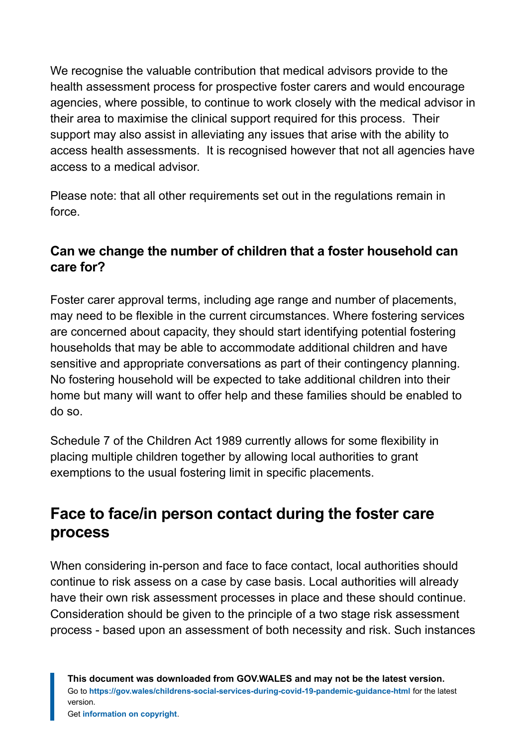We recognise the valuable contribution that medical advisors provide to the health assessment process for prospective foster carers and would encourage agencies, where possible, to continue to work closely with the medical advisor in their area to maximise the clinical support required for this process. Their support may also assist in alleviating any issues that arise with the ability to access health assessments. It is recognised however that not all agencies have access to a medical advisor.

Please note: that all other requirements set out in the regulations remain in force.

### Can we change the number of children that a foster household can care for?

Foster carer approval terms, including age range and number of placements, may need to be flexible in the current circumstances. Where fostering services are concerned about capacity, they should start identifying potential fostering households that may be able to accommodate additional children and have sensitive and appropriate conversations as part of their contingency planning. No fostering household will be expected to take additional children into their home but many will want to offer help and these families should be enabled to do so.

Schedule 7 of the Children Act 1989 currently allows for some flexibility in placing multiple children together by allowing local authorities to grant exemptions to the usual fostering limit in specific placements.

## Face to face/in person contact during the foster care process

When considering in-person and face to face contact, local authorities should continue to risk assess on a case by case basis. Local authorities will already have their own risk assessment processes in place and these should continue. Consideration should be given to the principle of a two stage risk assessment process - based upon an assessment of both necessity and risk. Such instances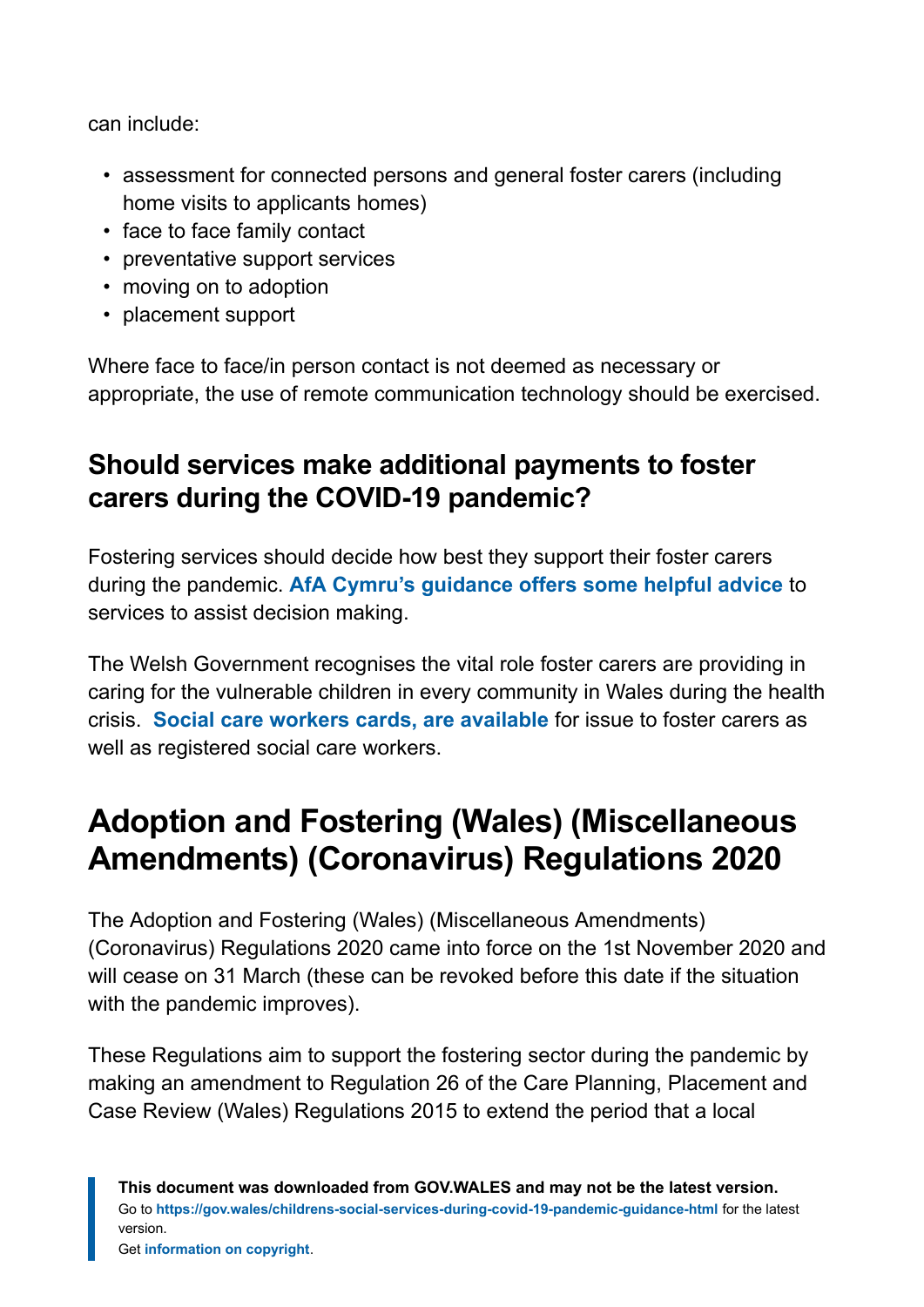can include:

- assessment for connected persons and general foster carers (including home visits to applicants homes)
- face to face family contact
- preventative support services
- moving on to adoption
- placement support

Where face to face/in person contact is not deemed as necessary or appropriate, the use of remote communication technology should be exercised.

### Should services make additional payments to foster carers during the COVID-19 pandemic?

Fostering services should decide how best they support their foster carers during the pandemic. **AfA Cymru's guidance offers some helpful advice** to services to assist decision making.

The Welsh Government recognises the vital role foster carers are providing in caring for the vulnerable children in every community in Wales during the health crisis. **Social care workers cards, are available** for issue to foster carers as well as registered social care workers.

## Adoption and Fostering (Wales) (Miscellaneous Amendments) (Coronavirus) Regulations 2020

The Adoption and Fostering (Wales) (Miscellaneous Amendments) (Coronavirus) Regulations 2020 came into force on the 1st November 2020 and will cease on 31 March (these can be revoked before this date if the situation with the pandemic improves).

These Regulations aim to support the fostering sector during the pandemic by making an amendment to Regulation 26 of the Care Planning, Placement and Case Review (Wales) Regulations 2015 to extend the period that a local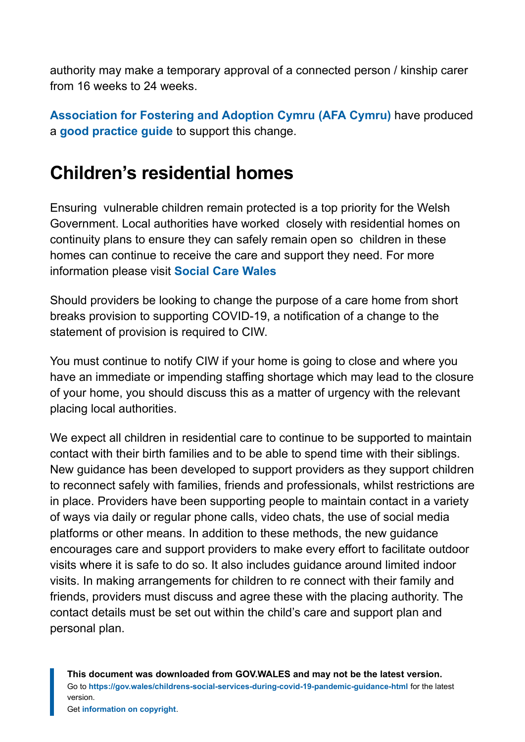authority may make a temporary approval of a connected person / kinship carer from 16 weeks to 24 weeks.

**Association for Fostering and Adoption Cymru (AFA Cymru)** have produced a **good practice guide** to support this change.

## Children's residential homes

Ensuring vulnerable children remain protected is a top priority for the Welsh Government. Local authorities have worked closely with residential homes on continuity plans to ensure they can safely remain open so children in these homes can continue to receive the care and support they need. For more information please visit **Social Care Wales**

Should providers be looking to change the purpose of a care home from short breaks provision to supporting COVID-19, a notification of a change to the statement of provision is required to CIW.

You must continue to notify CIW if your home is going to close and where you have an immediate or impending staffing shortage which may lead to the closure of your home, you should discuss this as a matter of urgency with the relevant placing local authorities.

We expect all children in residential care to continue to be supported to maintain contact with their birth families and to be able to spend time with their siblings. New guidance has been developed to support providers as they support children to reconnect safely with families, friends and professionals, whilst restrictions are in place. Providers have been supporting people to maintain contact in a variety of ways via daily or regular phone calls, video chats, the use of social media platforms or other means. In addition to these methods, the new guidance encourages care and support providers to make every effort to facilitate outdoor visits where it is safe to do so. It also includes guidance around limited indoor visits. In making arrangements for children to re connect with their family and friends, providers must discuss and agree these with the placing authority. The contact details must be set out within the child's care and support plan and personal plan.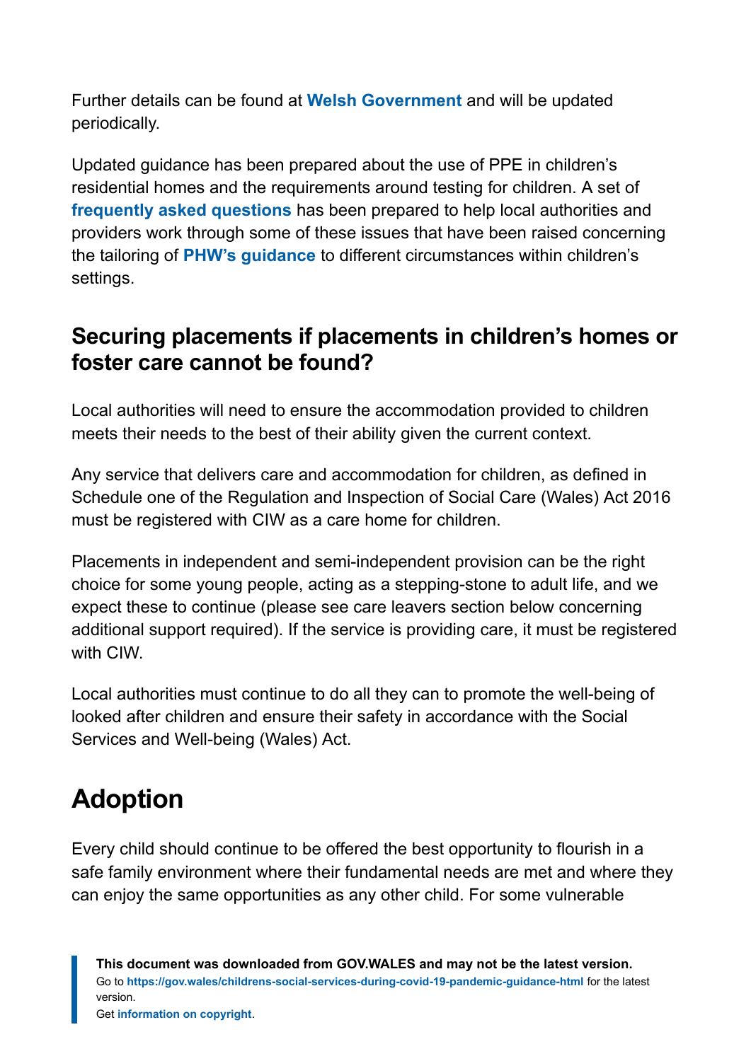Further details can be found at **Welsh Government** and will be updated periodically.

Updated guidance has been prepared about the use of PPE in children's residential homes and the requirements around testing for children. A set of **frequently asked questions** has been prepared to help local authorities and providers work through some of these issues that have been raised concerning the tailoring of **PHW's guidance** to different circumstances within children's settings.

### Securing placements if placements in children's homes or foster care cannot be found?

Local authorities will need to ensure the accommodation provided to children meets their needs to the best of their ability given the current context.

Any service that delivers care and accommodation for children, as defined in Schedule one of the Regulation and Inspection of Social Care (Wales) Act 2016 must be registered with CIW as a care home for children.

Placements in independent and semi-independent provision can be the right choice for some young people, acting as a stepping-stone to adult life, and we expect these to continue (please see care leavers section below concerning additional support required). If the service is providing care, it must be registered with CIW.

Local authorities must continue to do all they can to promote the well-being of looked after children and ensure their safety in accordance with the Social Services and Well-being (Wales) Act.

## Adoption

Every child should continue to be offered the best opportunity to flourish in a safe family environment where their fundamental needs are met and where they can enjoy the same opportunities as any other child. For some vulnerable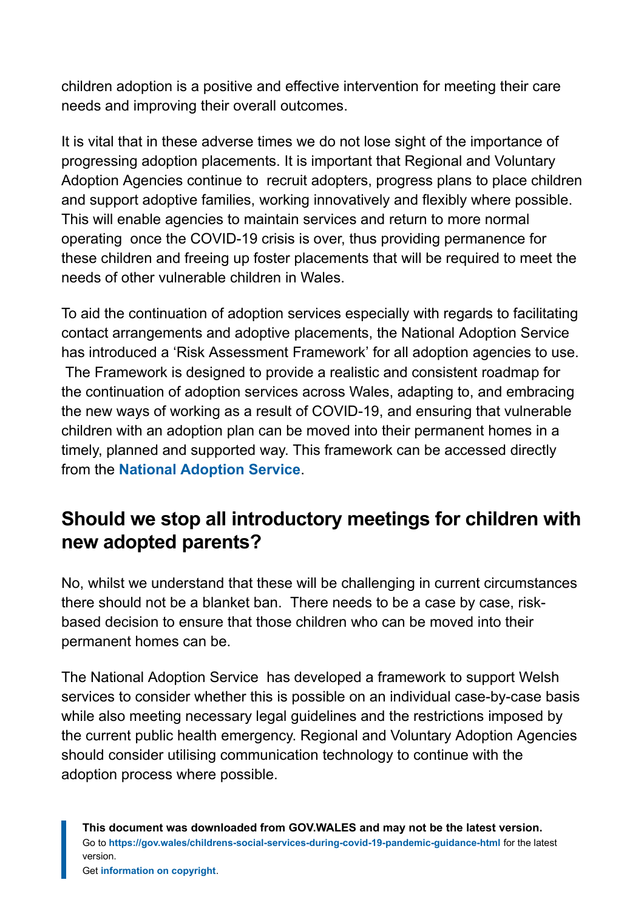children adoption is a positive and effective intervention for meeting their care needs and improving their overall outcomes.

It is vital that in these adverse times we do not lose sight of the importance of progressing adoption placements. It is important that Regional and Voluntary Adoption Agencies continue to recruit adopters, progress plans to place children and support adoptive families, working innovatively and flexibly where possible. This will enable agencies to maintain services and return to more normal operating once the COVID-19 crisis is over, thus providing permanence for these children and freeing up foster placements that will be required to meet the needs of other vulnerable children in Wales.

To aid the continuation of adoption services especially with regards to facilitating contact arrangements and adoptive placements, the National Adoption Service has introduced a 'Risk Assessment Framework' for all adoption agencies to use. The Framework is designed to provide a realistic and consistent roadmap for the continuation of adoption services across Wales, adapting to, and embracing the new ways of working as a result of COVID-19, and ensuring that vulnerable children with an adoption plan can be moved into their permanent homes in a timely, planned and supported way. This framework can be accessed directly from the **National Adoption Service**.

## Should we stop all introductory meetings for children with new adopted parents?

No, whilst we understand that these will be challenging in current circumstances there should not be a blanket ban. There needs to be a case by case, risk-based decision to ensure that those children who can be moved into their permanent homes can be.

The National Adoption Service has developed a framework to support Welsh services to consider whether this is possible on an individual case-by-case basis while also meeting necessary legal guidelines and the restrictions imposed by the current public health emergency. Regional and Voluntary Adoption Agencies should consider utilising communication technology to continue with the adoption process where possible.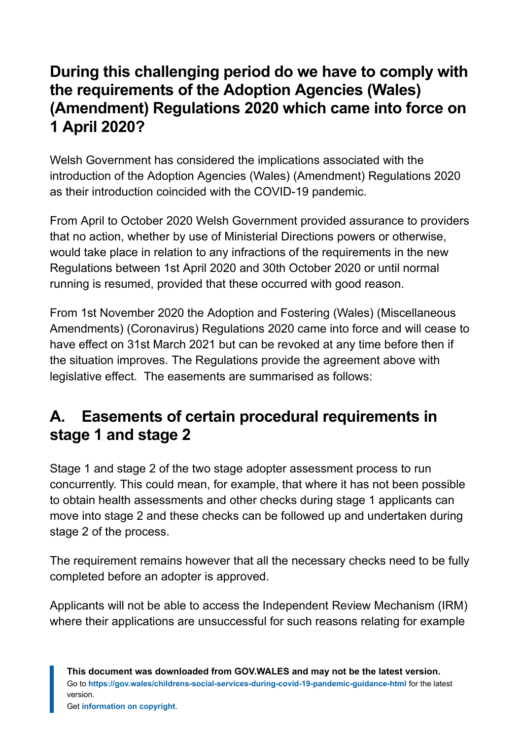## During this challenging period do we have to comply with the requirements of the Adoption Agencies (Wales) (Amendment) Regulations 2020 which came into force on 1 April 2020?

Welsh Government has considered the implications associated with the introduction of the Adoption Agencies (Wales) (Amendment) Regulations 2020 as their introduction coincided with the COVID-19 pandemic.

From April to October 2020 Welsh Government provided assurance to providers that no action, whether by use of Ministerial Directions powers or otherwise, would take place in relation to any infractions of the requirements in the new Regulations between 1st April 2020 and 30th October 2020 or until normal running is resumed, provided that these occurred with good reason.

From 1st November 2020 the Adoption and Fostering (Wales) (Miscellaneous Amendments) (Coronavirus) Regulations 2020 came into force and will cease to have effect on 31st March 2021 but can be revoked at any time before then if the situation improves. The Regulations provide the agreement above with legislative effect. The easements are summarised as follows:

## A. Easements of certain procedural requirements in stage 1 and stage 2

Stage 1 and stage 2 of the two stage adopter assessment process to run concurrently. This could mean, for example, that where it has not been possible to obtain health assessments and other checks during stage 1 applicants can move into stage 2 and these checks can be followed up and undertaken during stage 2 of the process.

The requirement remains however that all the necessary checks need to be fully completed before an adopter is approved.

Applicants will not be able to access the Independent Review Mechanism (IRM) where their applications are unsuccessful for such reasons relating for example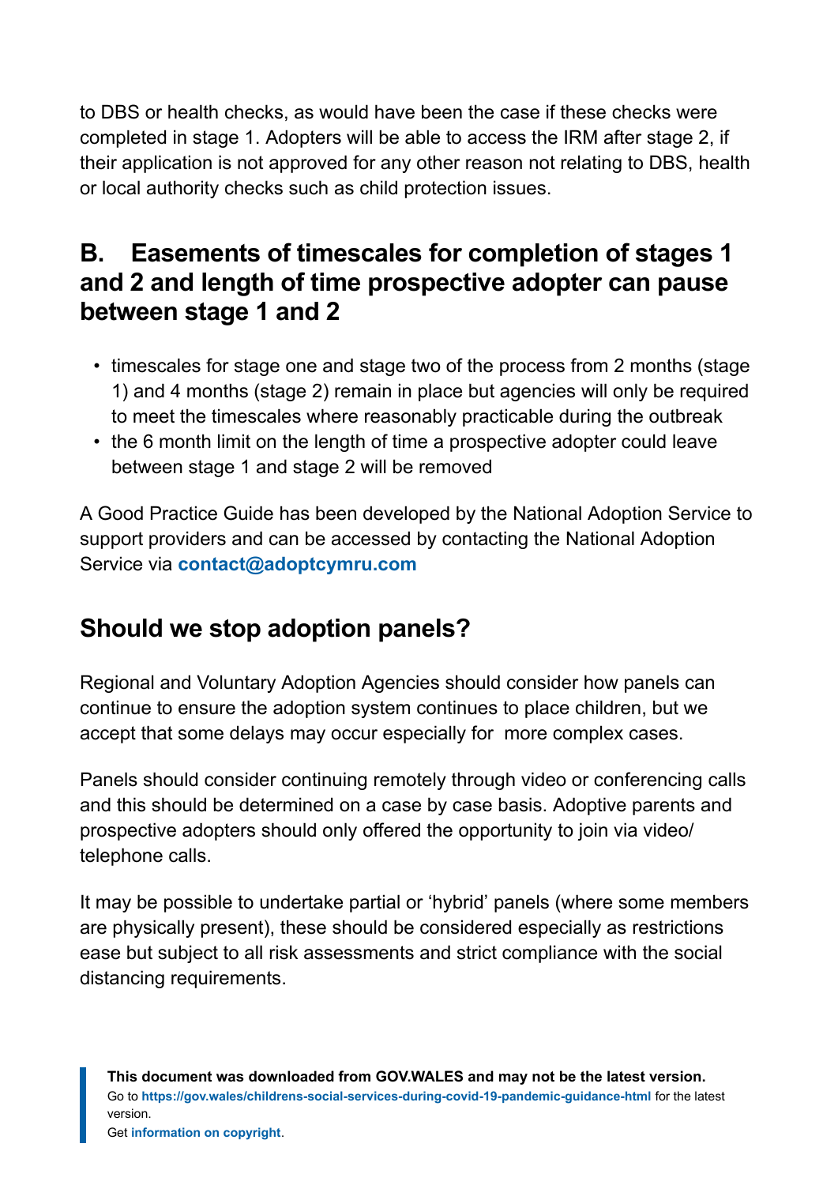to DBS or health checks, as would have been the case if these checks were completed in stage 1. Adopters will be able to access the IRM after stage 2, if their application is not approved for any other reason not relating to DBS, health or local authority checks such as child protection issues.

## B. Easements of timescales for completion of stages 1 and 2 and length of time prospective adopter can pause between stage 1 and 2

- timescales for stage one and stage two of the process from 2 months (stage 1) and 4 months (stage 2) remain in place but agencies will only be required to meet the timescales where reasonably practicable during the outbreak
- the 6 month limit on the length of time a prospective adopter could leave between stage 1 and stage 2 will be removed

A Good Practice Guide has been developed by the National Adoption Service to support providers and can be accessed by contacting the National Adoption Service via **contact@adoptcymru.com**

## Should we stop adoption panels?

Regional and Voluntary Adoption Agencies should consider how panels can continue to ensure the adoption system continues to place children, but we accept that some delays may occur especially for more complex cases.

Panels should consider continuing remotely through video or conferencing calls and this should be determined on a case by case basis. Adoptive parents and prospective adopters should only offered the opportunity to join via video/ telephone calls.

It may be possible to undertake partial or 'hybrid' panels (where some members are physically present), these should be considered especially as restrictions ease but subject to all risk assessments and strict compliance with the social distancing requirements.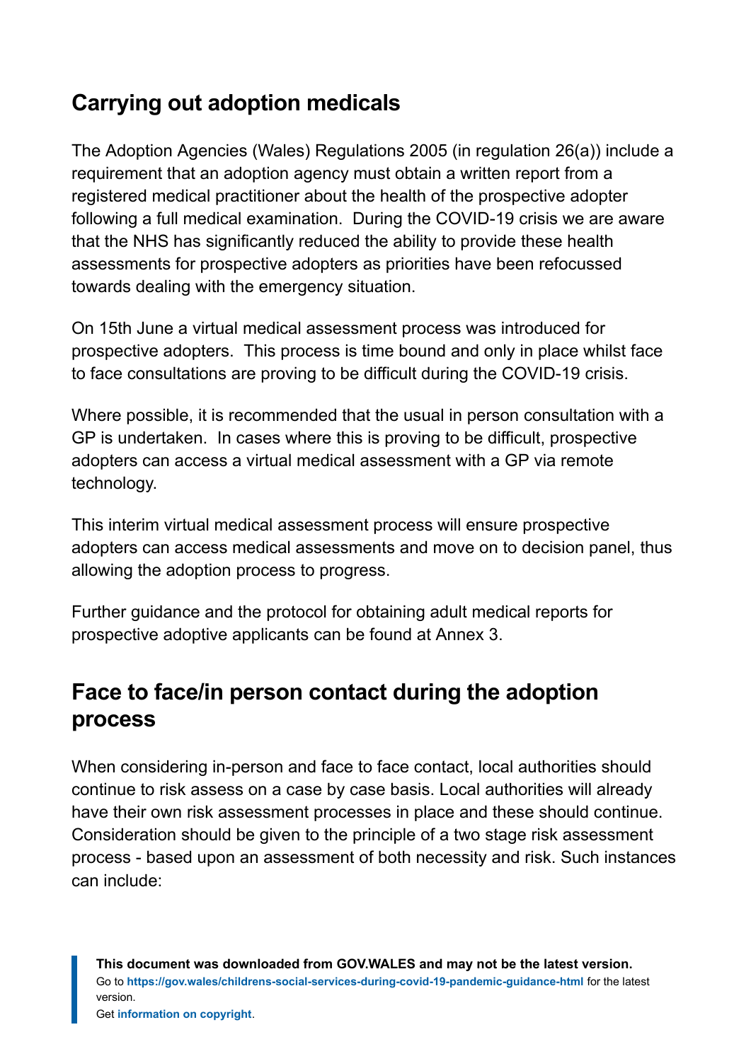## Carrying out adoption medicals

The Adoption Agencies (Wales) Regulations 2005 (in regulation 26(a)) include a requirement that an adoption agency must obtain a written report from a registered medical practitioner about the health of the prospective adopter following a full medical examination. During the COVID-19 crisis we are aware that the NHS has significantly reduced the ability to provide these health assessments for prospective adopters as priorities have been refocussed towards dealing with the emergency situation.

On 15th June a virtual medical assessment process was introduced for prospective adopters. This process is time bound and only in place whilst face to face consultations are proving to be difficult during the COVID-19 crisis.

Where possible, it is recommended that the usual in person consultation with a GP is undertaken. In cases where this is proving to be difficult, prospective adopters can access a virtual medical assessment with a GP via remote technology.

This interim virtual medical assessment process will ensure prospective adopters can access medical assessments and move on to decision panel, thus allowing the adoption process to progress.

Further guidance and the protocol for obtaining adult medical reports for prospective adoptive applicants can be found at Annex 3.

## Face to face/in person contact during the adoption process

When considering in-person and face to face contact, local authorities should continue to risk assess on a case by case basis. Local authorities will already have their own risk assessment processes in place and these should continue. Consideration should be given to the principle of a two stage risk assessment process - based upon an assessment of both necessity and risk. Such instances can include: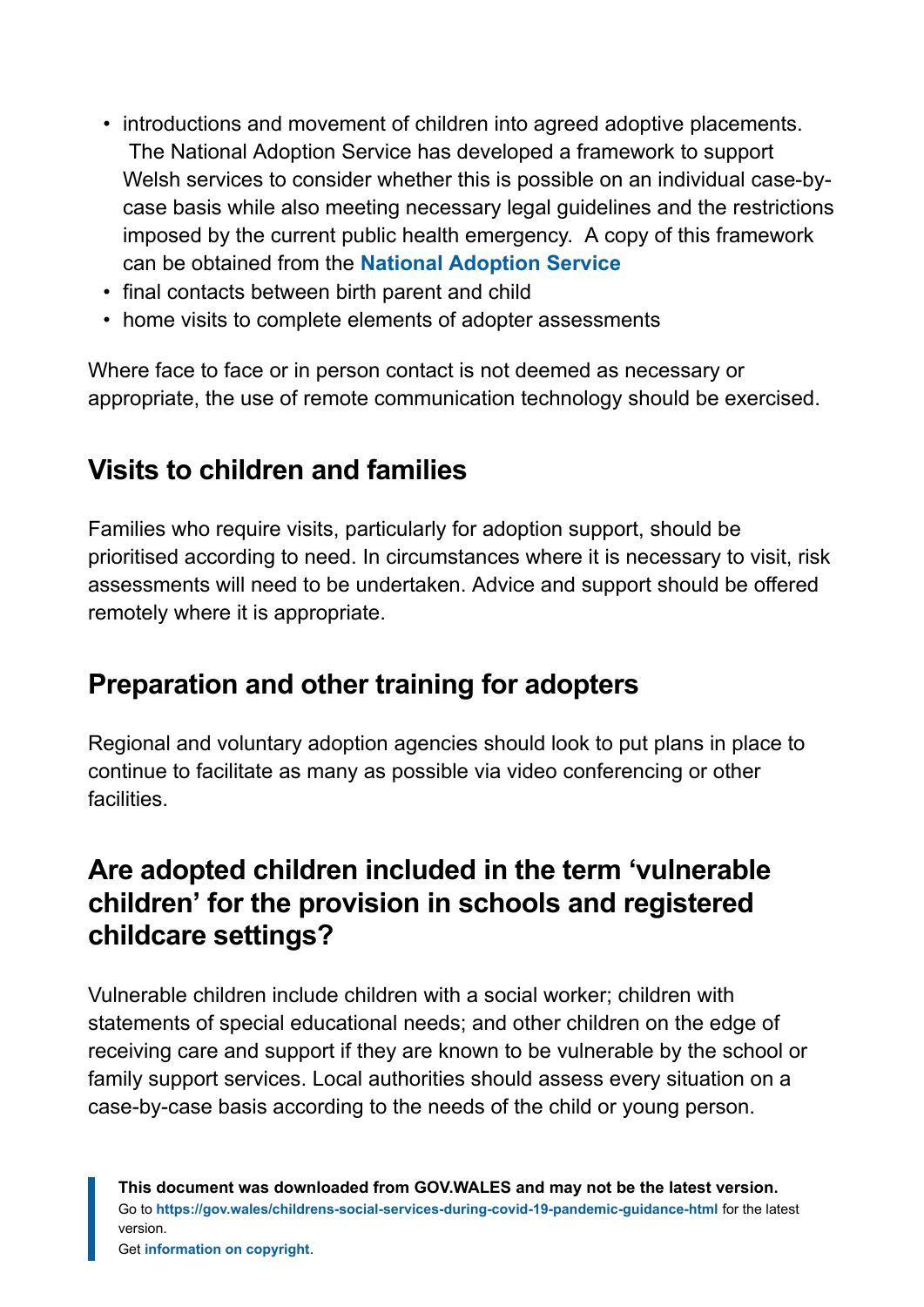- introductions and movement of children into agreed adoptive placements. The National Adoption Service has developed a framework to support Welsh services to consider whether this is possible on an individual case-by-case basis while also meeting necessary legal guidelines and the restrictions imposed by the current public health emergency. A copy of this framework can be obtained from the **National Adoption Service**
- final contacts between birth parent and child
- home visits to complete elements of adopter assessments

Where face to face or in person contact is not deemed as necessary or appropriate, the use of remote communication technology should be exercised.

## Visits to children and families

Families who require visits, particularly for adoption support, should be prioritised according to need. In circumstances where it is necessary to visit, risk assessments will need to be undertaken. Advice and support should be offered remotely where it is appropriate.

## Preparation and other training for adopters

Regional and voluntary adoption agencies should look to put plans in place to continue to facilitate as many as possible via video conferencing or other facilities.

## Are adopted children included in the term ‘vulnerable children’ for the provision in schools and registered childcare settings?

Vulnerable children include children with a social worker; children with statements of special educational needs; and other children on the edge of receiving care and support if they are known to be vulnerable by the school or family support services. Local authorities should assess every situation on a case-by-case basis according to the needs of the child or young person.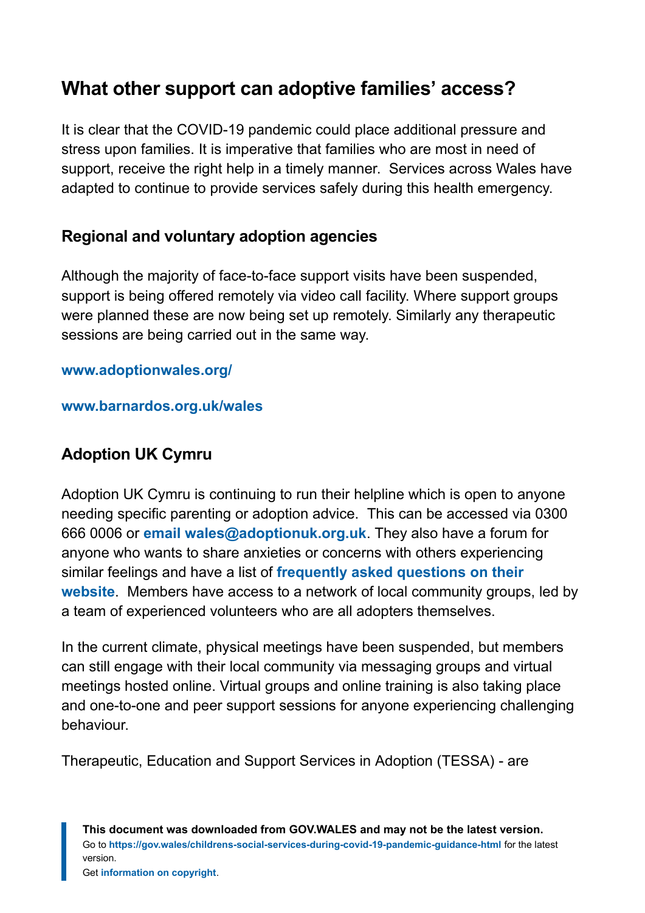## What other support can adoptive families' access?

It is clear that the COVID-19 pandemic could place additional pressure and stress upon families. It is imperative that families who are most in need of support, receive the right help in a timely manner. Services across Wales have adapted to continue to provide services safely during this health emergency.

### Regional and voluntary adoption agencies

Although the majority of face-to-face support visits have been suspended, support is being offered remotely via video call facility. Where support groups were planned these are now being set up remotely. Similarly any therapeutic sessions are being carried out in the same way.

**www.adoptionwales.org/**

**www.barnardos.org.uk/wales**

### Adoption UK Cymru

Adoption UK Cymru is continuing to run their helpline which is open to anyone needing specific parenting or adoption advice. This can be accessed via 0300 666 0006 or **email wales@adoptionuk.org.uk**. They also have a forum for anyone who wants to share anxieties or concerns with others experiencing similar feelings and have a list of **frequently asked questions on their website**. Members have access to a network of local community groups, led by a team of experienced volunteers who are all adopters themselves.

In the current climate, physical meetings have been suspended, but members can still engage with their local community via messaging groups and virtual meetings hosted online. Virtual groups and online training is also taking place and one-to-one and peer support sessions for anyone experiencing challenging behaviour.

Therapeutic, Education and Support Services in Adoption (TESSA) - are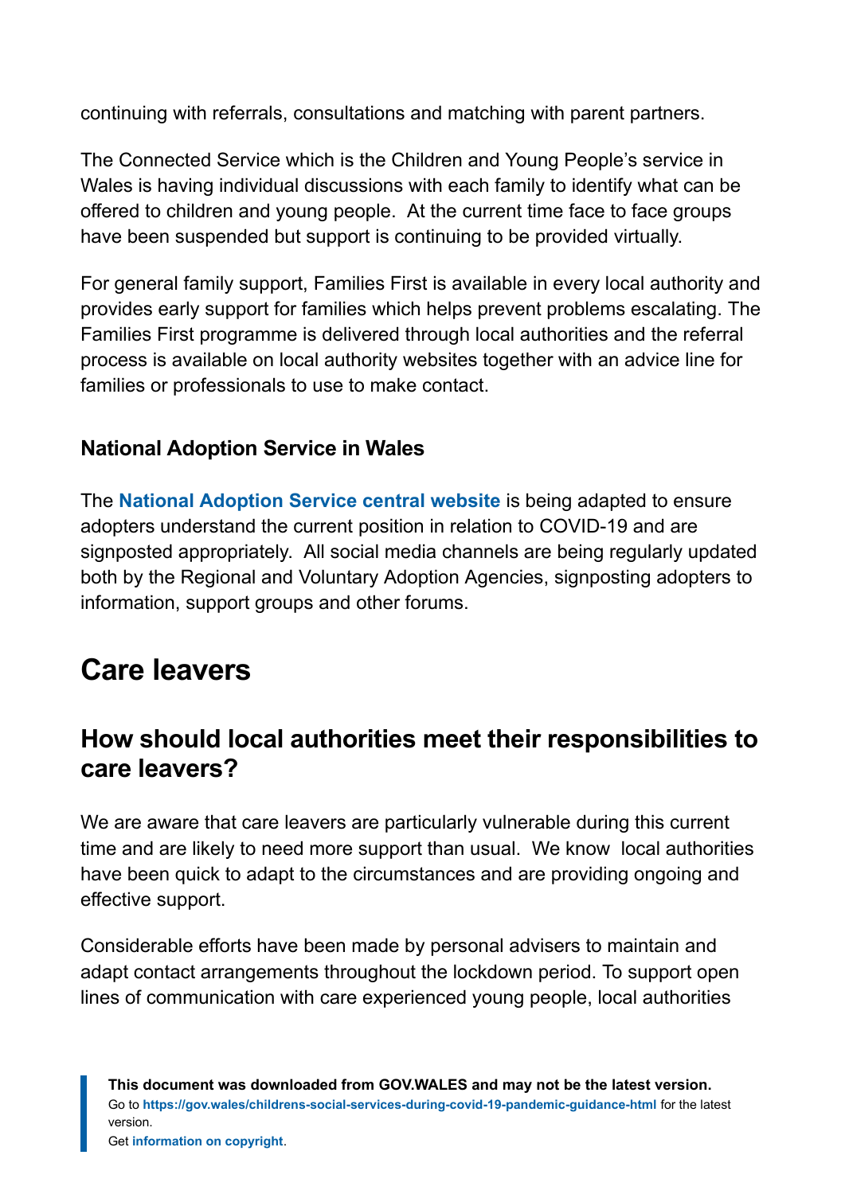continuing with referrals, consultations and matching with parent partners.

The Connected Service which is the Children and Young People's service in Wales is having individual discussions with each family to identify what can be offered to children and young people.  At the current time face to face groups have been suspended but support is continuing to be provided virtually.

For general family support, Families First is available in every local authority and provides early support for families which helps prevent problems escalating. The Families First programme is delivered through local authorities and the referral process is available on local authority websites together with an advice line for families or professionals to use to make contact.

### National Adoption Service in Wales

The **National Adoption Service central website** is being adapted to ensure adopters understand the current position in relation to COVID-19 and are signposted appropriately.  All social media channels are being regularly updated both by the Regional and Voluntary Adoption Agencies, signposting adopters to information, support groups and other forums.

# Care leavers

## How should local authorities meet their responsibilities to care leavers?

We are aware that care leavers are particularly vulnerable during this current time and are likely to need more support than usual.  We know  local authorities have been quick to adapt to the circumstances and are providing ongoing and effective support.

Considerable efforts have been made by personal advisers to maintain and adapt contact arrangements throughout the lockdown period. To support open lines of communication with care experienced young people, local authorities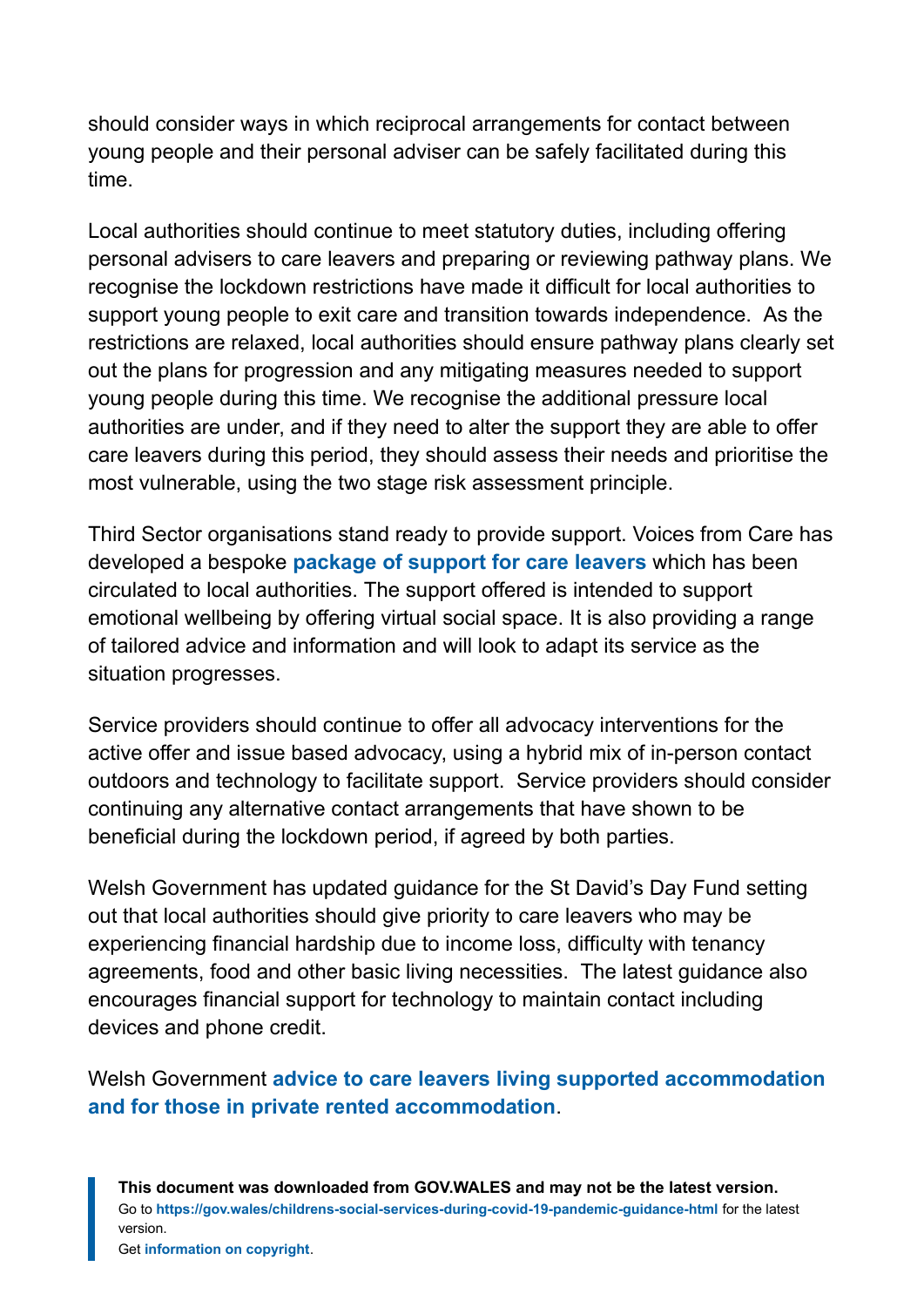should consider ways in which reciprocal arrangements for contact between young people and their personal adviser can be safely facilitated during this time.

Local authorities should continue to meet statutory duties, including offering personal advisers to care leavers and preparing or reviewing pathway plans. We recognise the lockdown restrictions have made it difficult for local authorities to support young people to exit care and transition towards independence. As the restrictions are relaxed, local authorities should ensure pathway plans clearly set out the plans for progression and any mitigating measures needed to support young people during this time. We recognise the additional pressure local authorities are under, and if they need to alter the support they are able to offer care leavers during this period, they should assess their needs and prioritise the most vulnerable, using the two stage risk assessment principle.

Third Sector organisations stand ready to provide support. Voices from Care has developed a bespoke **package of support for care leavers** which has been circulated to local authorities. The support offered is intended to support emotional wellbeing by offering virtual social space. It is also providing a range of tailored advice and information and will look to adapt its service as the situation progresses.

Service providers should continue to offer all advocacy interventions for the active offer and issue based advocacy, using a hybrid mix of in-person contact outdoors and technology to facilitate support. Service providers should consider continuing any alternative contact arrangements that have shown to be beneficial during the lockdown period, if agreed by both parties.

Welsh Government has updated guidance for the St David's Day Fund setting out that local authorities should give priority to care leavers who may be experiencing financial hardship due to income loss, difficulty with tenancy agreements, food and other basic living necessities. The latest guidance also encourages financial support for technology to maintain contact including devices and phone credit.

Welsh Government **advice to care leavers living supported accommodation and for those in private rented accommodation**.

**This document was downloaded from GOV.WALES and may not be the latest version.**
Go to **https://gov.wales/childrens-social-services-during-covid-19-pandemic-guidance-html** for the latest version.
Get **information on copyright**.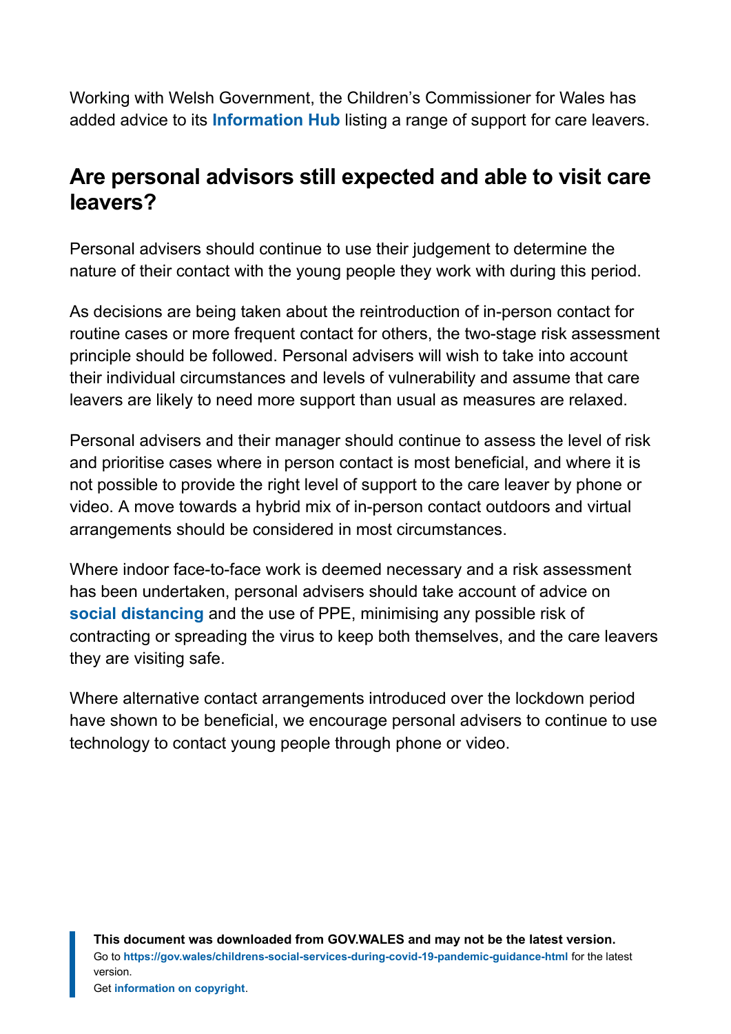Working with Welsh Government, the Children's Commissioner for Wales has added advice to its **Information Hub** listing a range of support for care leavers.

## Are personal advisors still expected and able to visit care leavers?

Personal advisers should continue to use their judgement to determine the nature of their contact with the young people they work with during this period.

As decisions are being taken about the reintroduction of in-person contact for routine cases or more frequent contact for others, the two-stage risk assessment principle should be followed. Personal advisers will wish to take into account their individual circumstances and levels of vulnerability and assume that care leavers are likely to need more support than usual as measures are relaxed.

Personal advisers and their manager should continue to assess the level of risk and prioritise cases where in person contact is most beneficial, and where it is not possible to provide the right level of support to the care leaver by phone or video. A move towards a hybrid mix of in-person contact outdoors and virtual arrangements should be considered in most circumstances.

Where indoor face-to-face work is deemed necessary and a risk assessment has been undertaken, personal advisers should take account of advice on **social distancing** and the use of PPE, minimising any possible risk of contracting or spreading the virus to keep both themselves, and the care leavers they are visiting safe.

Where alternative contact arrangements introduced over the lockdown period have shown to be beneficial, we encourage personal advisers to continue to use technology to contact young people through phone or video.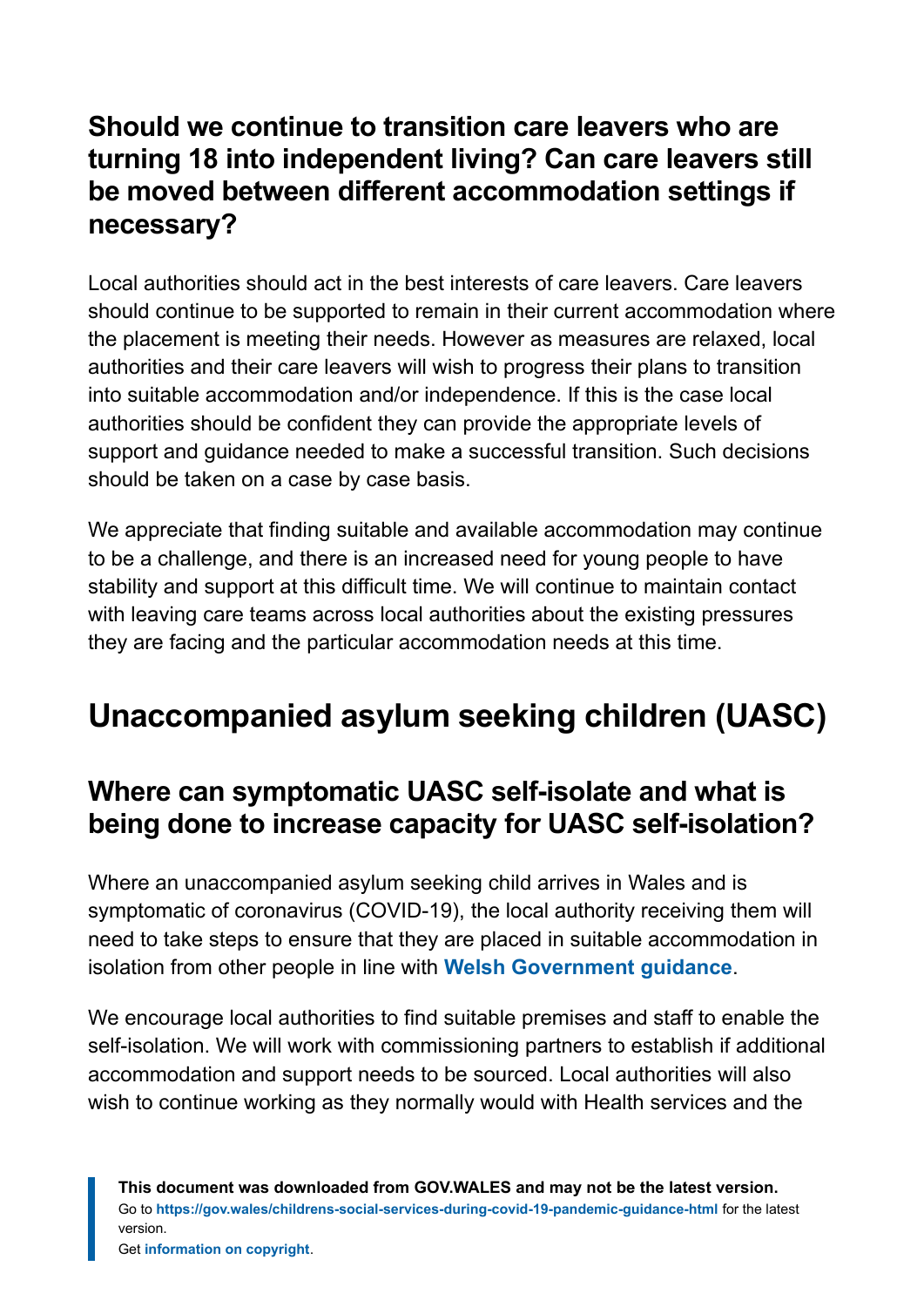### Should we continue to transition care leavers who are turning 18 into independent living? Can care leavers still be moved between different accommodation settings if necessary?

Local authorities should act in the best interests of care leavers. Care leavers should continue to be supported to remain in their current accommodation where the placement is meeting their needs. However as measures are relaxed, local authorities and their care leavers will wish to progress their plans to transition into suitable accommodation and/or independence. If this is the case local authorities should be confident they can provide the appropriate levels of support and guidance needed to make a successful transition. Such decisions should be taken on a case by case basis.

We appreciate that finding suitable and available accommodation may continue to be a challenge, and there is an increased need for young people to have stability and support at this difficult time. We will continue to maintain contact with leaving care teams across local authorities about the existing pressures they are facing and the particular accommodation needs at this time.

## Unaccompanied asylum seeking children (UASC)

### Where can symptomatic UASC self-isolate and what is being done to increase capacity for UASC self-isolation?

Where an unaccompanied asylum seeking child arrives in Wales and is symptomatic of coronavirus (COVID-19), the local authority receiving them will need to take steps to ensure that they are placed in suitable accommodation in isolation from other people in line with **Welsh Government guidance**.

We encourage local authorities to find suitable premises and staff to enable the self-isolation. We will work with commissioning partners to establish if additional accommodation and support needs to be sourced. Local authorities will also wish to continue working as they normally would with Health services and the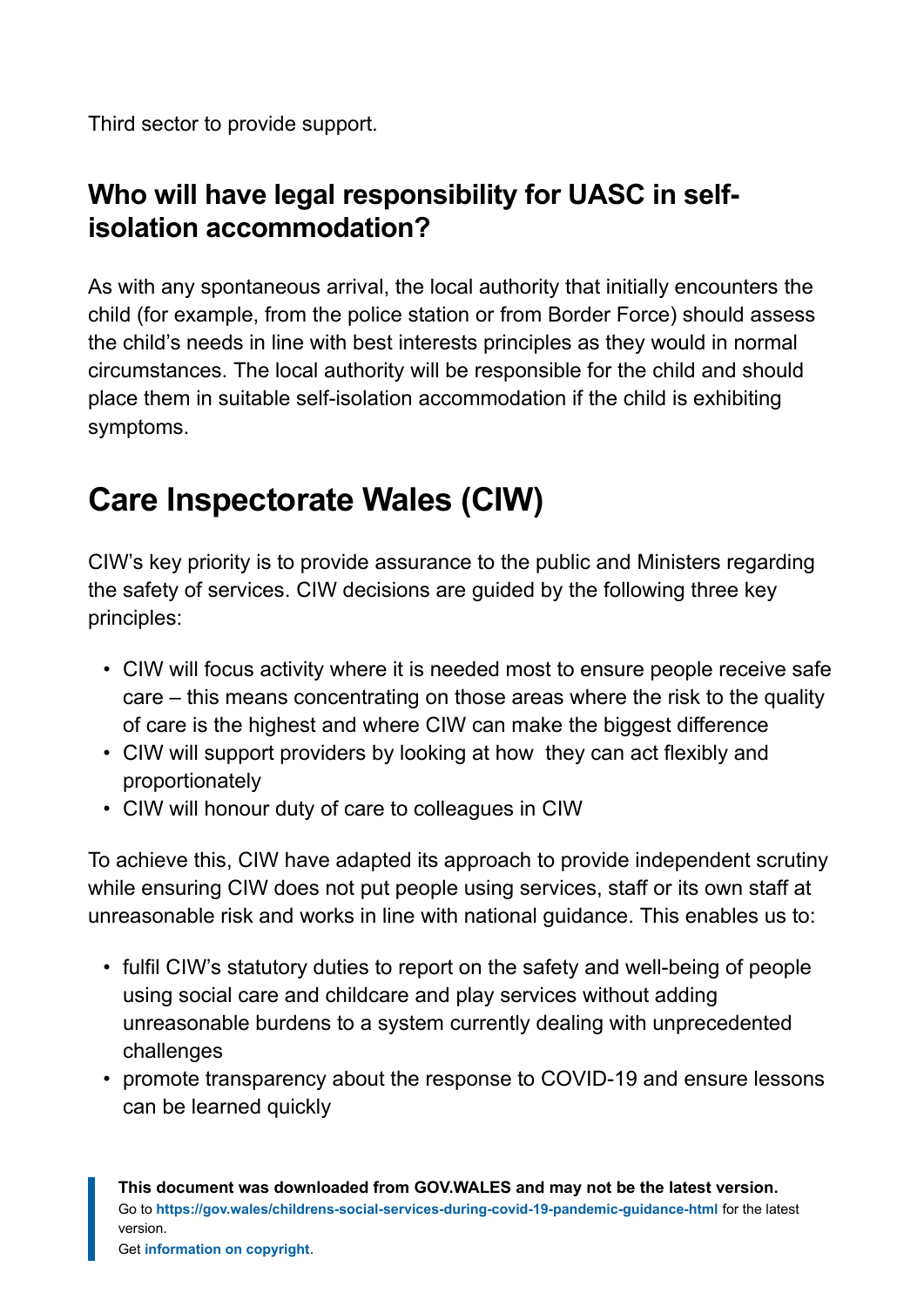Third sector to provide support.

### Who will have legal responsibility for UASC in self-isolation accommodation?

As with any spontaneous arrival, the local authority that initially encounters the child (for example, from the police station or from Border Force) should assess the child's needs in line with best interests principles as they would in normal circumstances. The local authority will be responsible for the child and should place them in suitable self-isolation accommodation if the child is exhibiting symptoms.

## Care Inspectorate Wales (CIW)

CIW's key priority is to provide assurance to the public and Ministers regarding the safety of services. CIW decisions are guided by the following three key principles:

- CIW will focus activity where it is needed most to ensure people receive safe care – this means concentrating on those areas where the risk to the quality of care is the highest and where CIW can make the biggest difference
- CIW will support providers by looking at how they can act flexibly and proportionately
- CIW will honour duty of care to colleagues in CIW

To achieve this, CIW have adapted its approach to provide independent scrutiny while ensuring CIW does not put people using services, staff or its own staff at unreasonable risk and works in line with national guidance. This enables us to:

- fulfil CIW's statutory duties to report on the safety and well-being of people using social care and childcare and play services without adding unreasonable burdens to a system currently dealing with unprecedented challenges
- promote transparency about the response to COVID-19 and ensure lessons can be learned quickly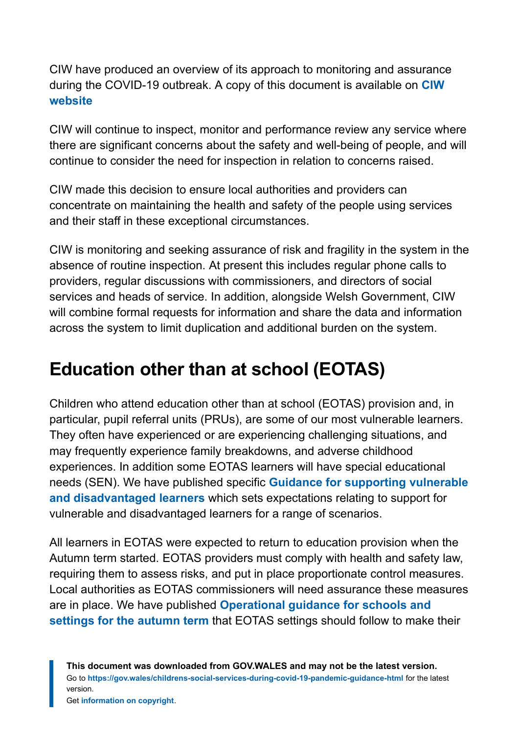CIW have produced an overview of its approach to monitoring and assurance during the COVID-19 outbreak. A copy of this document is available on **CIW website**

CIW will continue to inspect, monitor and performance review any service where there are significant concerns about the safety and well-being of people, and will continue to consider the need for inspection in relation to concerns raised.

CIW made this decision to ensure local authorities and providers can concentrate on maintaining the health and safety of the people using services and their staff in these exceptional circumstances.

CIW is monitoring and seeking assurance of risk and fragility in the system in the absence of routine inspection. At present this includes regular phone calls to providers, regular discussions with commissioners, and directors of social services and heads of service. In addition, alongside Welsh Government, CIW will combine formal requests for information and share the data and information across the system to limit duplication and additional burden on the system.

## Education other than at school (EOTAS)

Children who attend education other than at school (EOTAS) provision and, in particular, pupil referral units (PRUs), are some of our most vulnerable learners. They often have experienced or are experiencing challenging situations, and may frequently experience family breakdowns, and adverse childhood experiences. In addition some EOTAS learners will have special educational needs (SEN). We have published specific **Guidance for supporting vulnerable and disadvantaged learners** which sets expectations relating to support for vulnerable and disadvantaged learners for a range of scenarios.

All learners in EOTAS were expected to return to education provision when the Autumn term started. EOTAS providers must comply with health and safety law, requiring them to assess risks, and put in place proportionate control measures. Local authorities as EOTAS commissioners will need assurance these measures are in place. We have published **Operational guidance for schools and settings for the autumn term** that EOTAS settings should follow to make their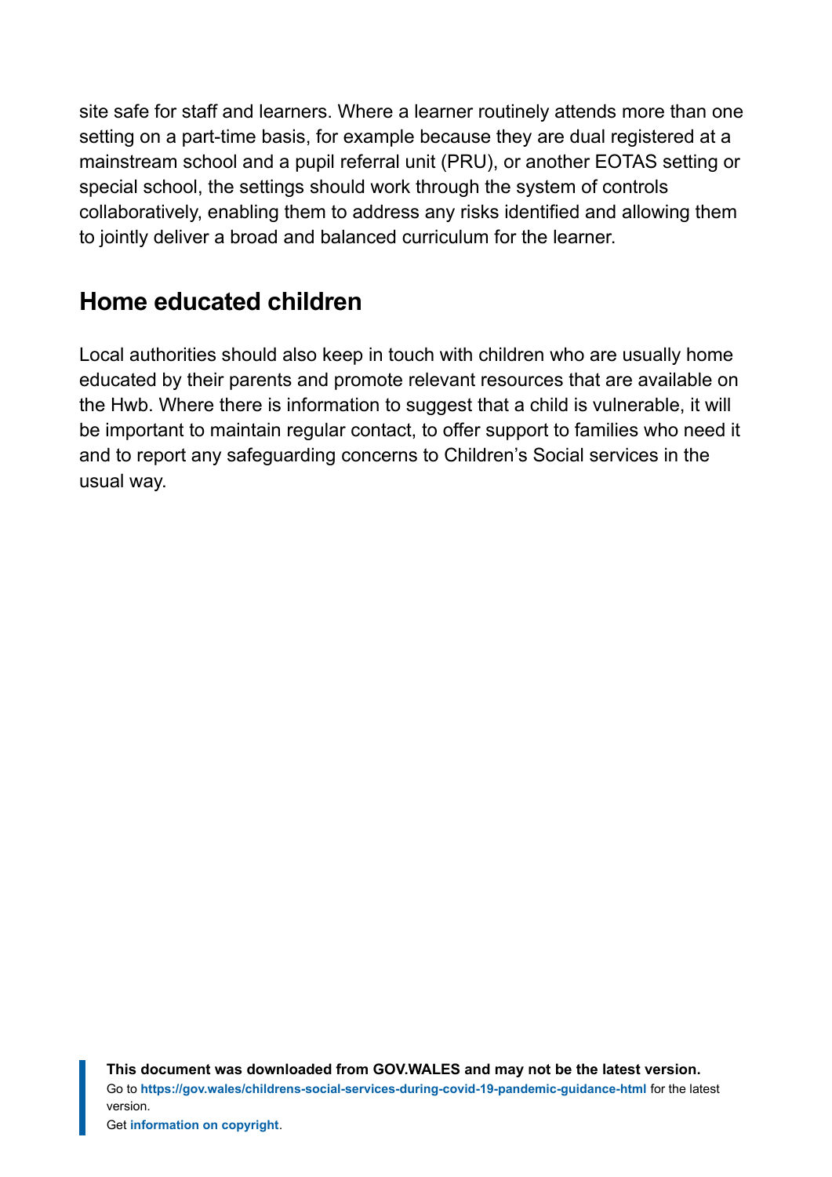site safe for staff and learners. Where a learner routinely attends more than one setting on a part-time basis, for example because they are dual registered at a mainstream school and a pupil referral unit (PRU), or another EOTAS setting or special school, the settings should work through the system of controls collaboratively, enabling them to address any risks identified and allowing them to jointly deliver a broad and balanced curriculum for the learner.

## Home educated children

Local authorities should also keep in touch with children who are usually home educated by their parents and promote relevant resources that are available on the Hwb. Where there is information to suggest that a child is vulnerable, it will be important to maintain regular contact, to offer support to families who need it and to report any safeguarding concerns to Children's Social services in the usual way.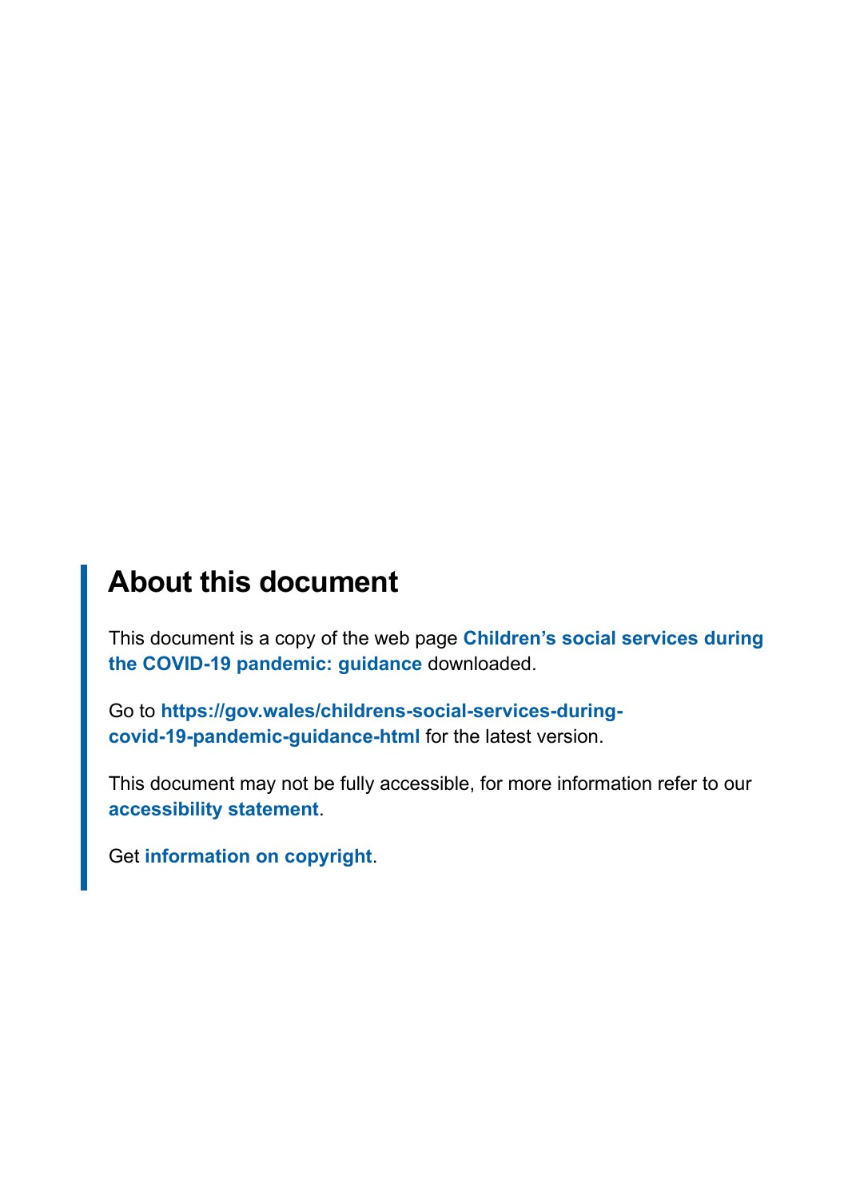## About this document

This document is a copy of the web page **Children's social services during the COVID-19 pandemic: guidance** downloaded.

Go to **https://gov.wales/childrens-social-services-during-covid-19-pandemic-guidance-html** for the latest version.

This document may not be fully accessible, for more information refer to our **accessibility statement**.

Get **information on copyright**.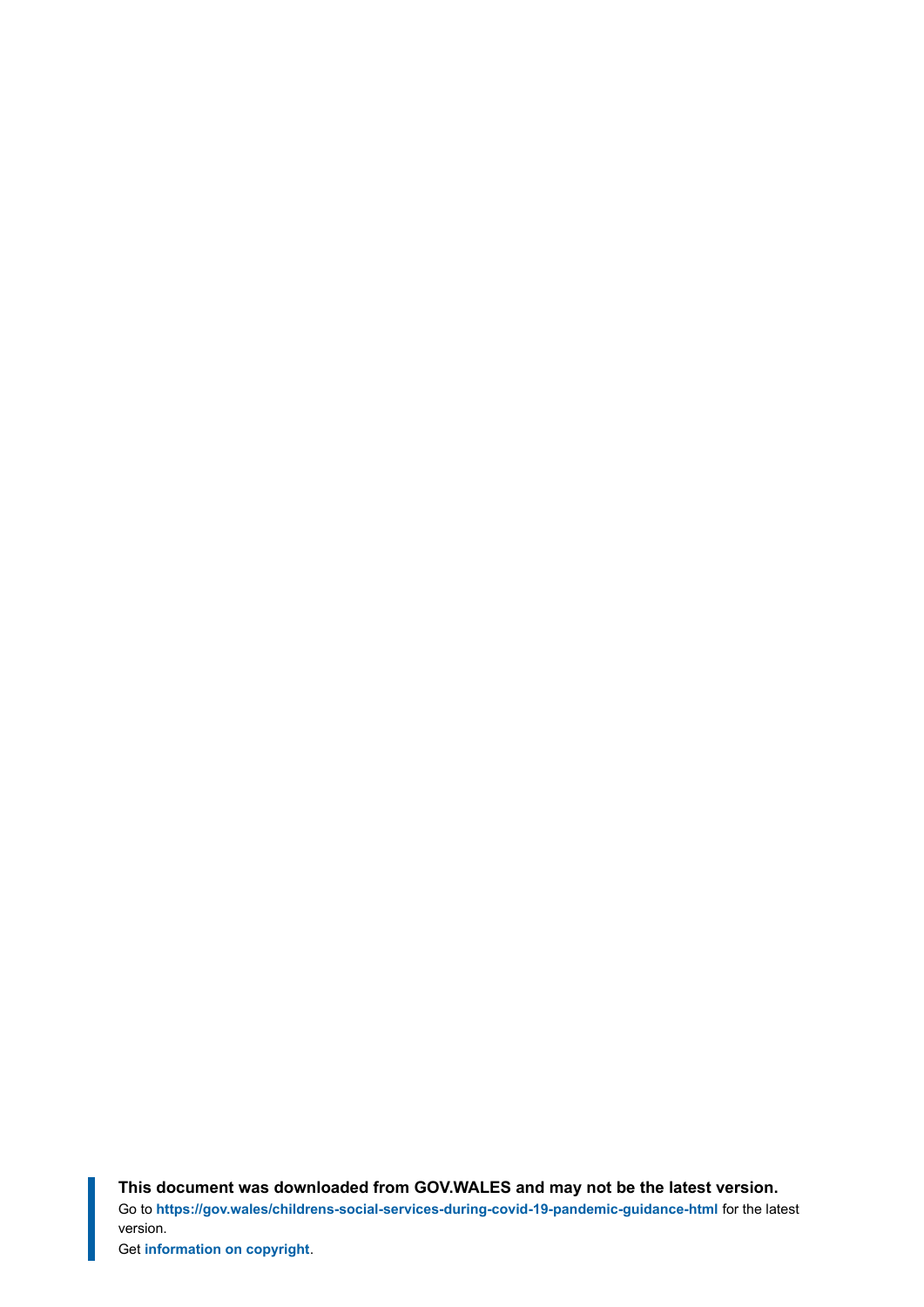**This document was downloaded from GOV.WALES and may not be the latest version.**

Go to **https://gov.wales/childrens-social-services-during-covid-19-pandemic-guidance-html** for the latest version.

Get **information on copyright**.